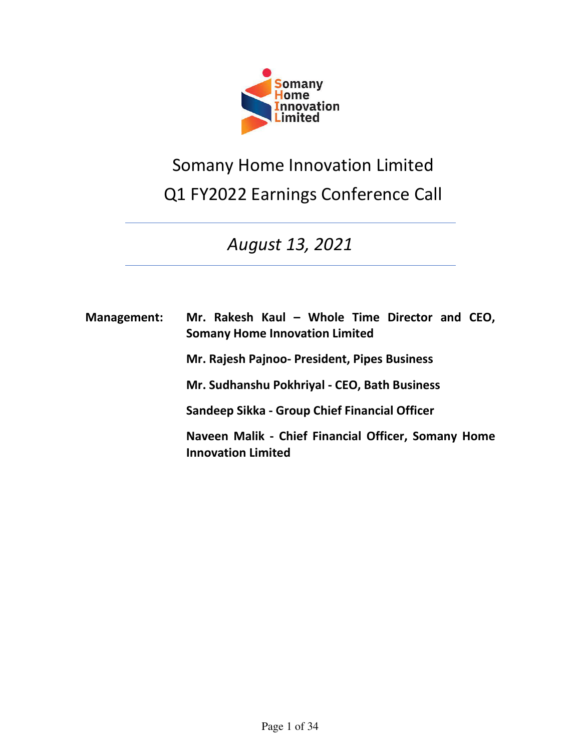# Somany Home Innovation Limited

## Q1 FY2022 Earnings Conference Call

*August 13, 2021*

**Management:** **Mr. Rakesh Kaul – Whole Time Director and CEO, Somany Home Innovation Limited**

**Mr. Rajesh Pajnoo- President, Pipes Business**

**Mr. Sudhanshu Pokhriyal - CEO, Bath Business**

**Sandeep Sikka - Group Chief Financial Officer**

**Naveen Malik - Chief Financial Officer, Somany Home Innovation Limited**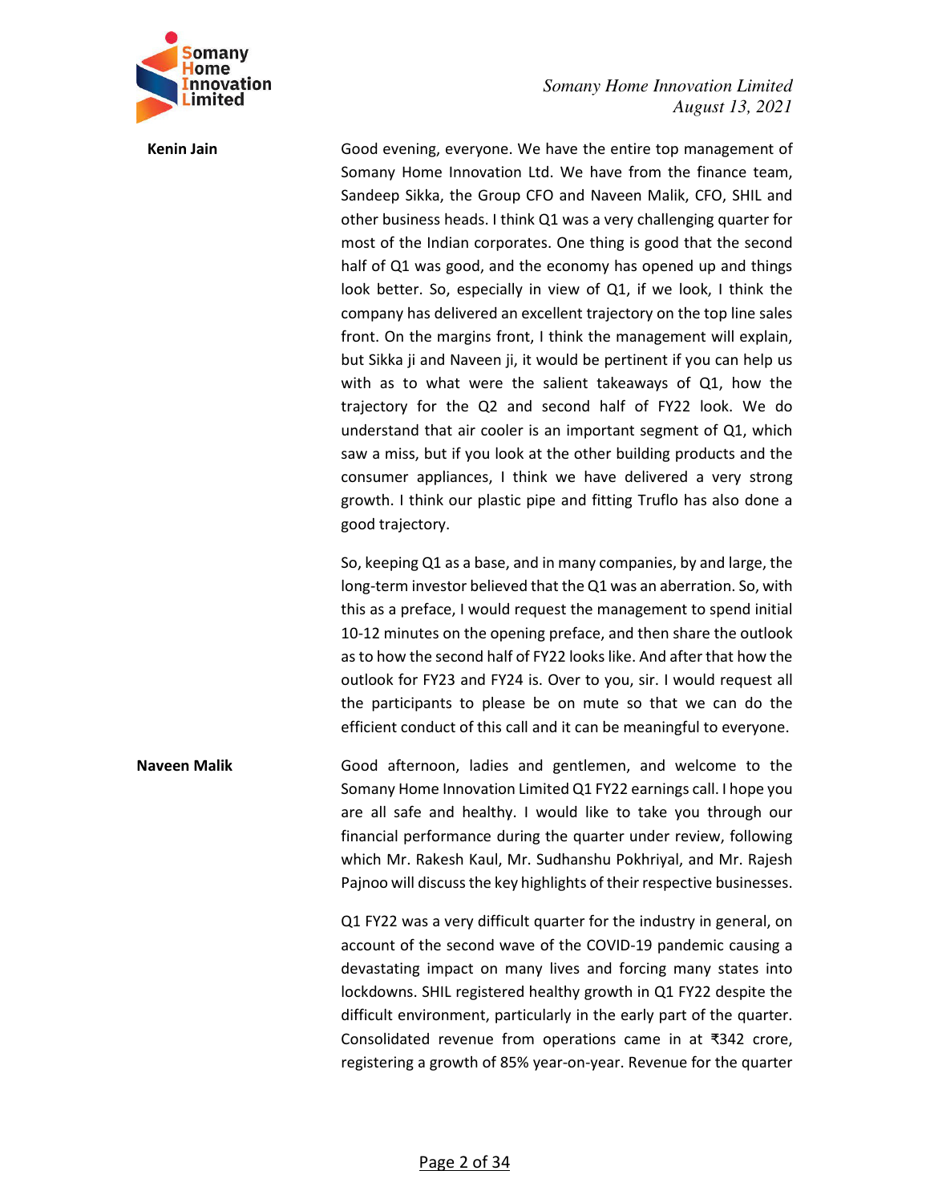**Kenin Jain**

Good evening, everyone. We have the entire top management of Somany Home Innovation Ltd. We have from the finance team, Sandeep Sikka, the Group CFO and Naveen Malik, CFO, SHIL and other business heads. I think Q1 was a very challenging quarter for most of the Indian corporates. One thing is good that the second half of Q1 was good, and the economy has opened up and things look better. So, especially in view of Q1, if we look, I think the company has delivered an excellent trajectory on the top line sales front. On the margins front, I think the management will explain, but Sikka ji and Naveen ji, it would be pertinent if you can help us with as to what were the salient takeaways of Q1, how the trajectory for the Q2 and second half of FY22 look. We do understand that air cooler is an important segment of Q1, which saw a miss, but if you look at the other building products and the consumer appliances, I think we have delivered a very strong growth. I think our plastic pipe and fitting Truflo has also done a good trajectory.

So, keeping Q1 as a base, and in many companies, by and large, the long-term investor believed that the Q1 was an aberration. So, with this as a preface, I would request the management to spend initial 10-12 minutes on the opening preface, and then share the outlook as to how the second half of FY22 looks like. And after that how the outlook for FY23 and FY24 is. Over to you, sir. I would request all the participants to please be on mute so that we can do the efficient conduct of this call and it can be meaningful to everyone.

**Naveen Malik**

Good afternoon, ladies and gentlemen, and welcome to the Somany Home Innovation Limited Q1 FY22 earnings call. I hope you are all safe and healthy. I would like to take you through our financial performance during the quarter under review, following which Mr. Rakesh Kaul, Mr. Sudhanshu Pokhriyal, and Mr. Rajesh Pajnoo will discuss the key highlights of their respective businesses.

Q1 FY22 was a very difficult quarter for the industry in general, on account of the second wave of the COVID-19 pandemic causing a devastating impact on many lives and forcing many states into lockdowns. SHIL registered healthy growth in Q1 FY22 despite the difficult environment, particularly in the early part of the quarter. Consolidated revenue from operations came in at ₹342 crore, registering a growth of 85% year-on-year. Revenue for the quarter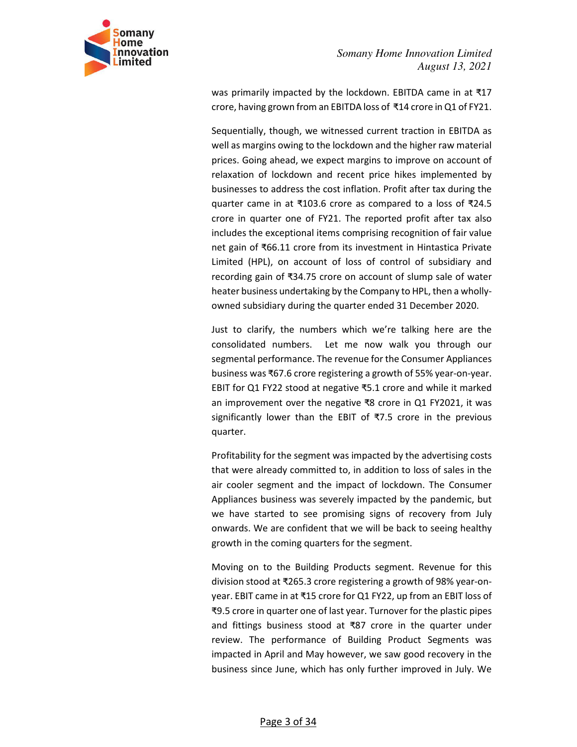was primarily impacted by the lockdown. EBITDA came in at ₹17 crore, having grown from an EBITDA loss of ₹14 crore in Q1 of FY21.

Sequentially, though, we witnessed current traction in EBITDA as well as margins owing to the lockdown and the higher raw material prices. Going ahead, we expect margins to improve on account of relaxation of lockdown and recent price hikes implemented by businesses to address the cost inflation. Profit after tax during the quarter came in at ₹103.6 crore as compared to a loss of ₹24.5 crore in quarter one of FY21. The reported profit after tax also includes the exceptional items comprising recognition of fair value net gain of ₹66.11 crore from its investment in Hintastica Private Limited (HPL), on account of loss of control of subsidiary and recording gain of ₹34.75 crore on account of slump sale of water heater business undertaking by the Company to HPL, then a wholly-owned subsidiary during the quarter ended 31 December 2020.

Just to clarify, the numbers which we're talking here are the consolidated numbers. Let me now walk you through our segmental performance. The revenue for the Consumer Appliances business was ₹67.6 crore registering a growth of 55% year-on-year. EBIT for Q1 FY22 stood at negative ₹5.1 crore and while it marked an improvement over the negative ₹8 crore in Q1 FY2021, it was significantly lower than the EBIT of ₹7.5 crore in the previous quarter.

Profitability for the segment was impacted by the advertising costs that were already committed to, in addition to loss of sales in the air cooler segment and the impact of lockdown. The Consumer Appliances business was severely impacted by the pandemic, but we have started to see promising signs of recovery from July onwards. We are confident that we will be back to seeing healthy growth in the coming quarters for the segment.

Moving on to the Building Products segment. Revenue for this division stood at ₹265.3 crore registering a growth of 98% year-on-year. EBIT came in at ₹15 crore for Q1 FY22, up from an EBIT loss of ₹9.5 crore in quarter one of last year. Turnover for the plastic pipes and fittings business stood at ₹87 crore in the quarter under review. The performance of Building Product Segments was impacted in April and May however, we saw good recovery in the business since June, which has only further improved in July. We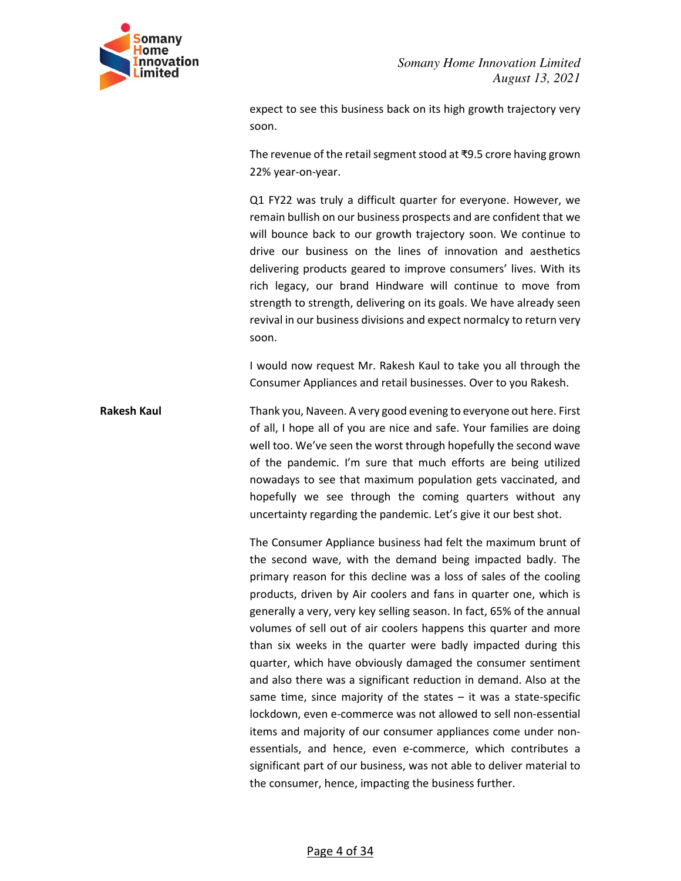expect to see this business back on its high growth trajectory very soon.

The revenue of the retail segment stood at ₹9.5 crore having grown 22% year-on-year.

Q1 FY22 was truly a difficult quarter for everyone. However, we remain bullish on our business prospects and are confident that we will bounce back to our growth trajectory soon. We continue to drive our business on the lines of innovation and aesthetics delivering products geared to improve consumers' lives. With its rich legacy, our brand Hindware will continue to move from strength to strength, delivering on its goals. We have already seen revival in our business divisions and expect normalcy to return very soon.

I would now request Mr. Rakesh Kaul to take you all through the Consumer Appliances and retail businesses. Over to you Rakesh.

**Rakesh Kaul**

Thank you, Naveen. A very good evening to everyone out here. First of all, I hope all of you are nice and safe. Your families are doing well too. We've seen the worst through hopefully the second wave of the pandemic. I'm sure that much efforts are being utilized nowadays to see that maximum population gets vaccinated, and hopefully we see through the coming quarters without any uncertainty regarding the pandemic. Let's give it our best shot.

The Consumer Appliance business had felt the maximum brunt of the second wave, with the demand being impacted badly. The primary reason for this decline was a loss of sales of the cooling products, driven by Air coolers and fans in quarter one, which is generally a very, very key selling season. In fact, 65% of the annual volumes of sell out of air coolers happens this quarter and more than six weeks in the quarter were badly impacted during this quarter, which have obviously damaged the consumer sentiment and also there was a significant reduction in demand. Also at the same time, since majority of the states – it was a state-specific lockdown, even e-commerce was not allowed to sell non-essential items and majority of our consumer appliances come under non-essentials, and hence, even e-commerce, which contributes a significant part of our business, was not able to deliver material to the consumer, hence, impacting the business further.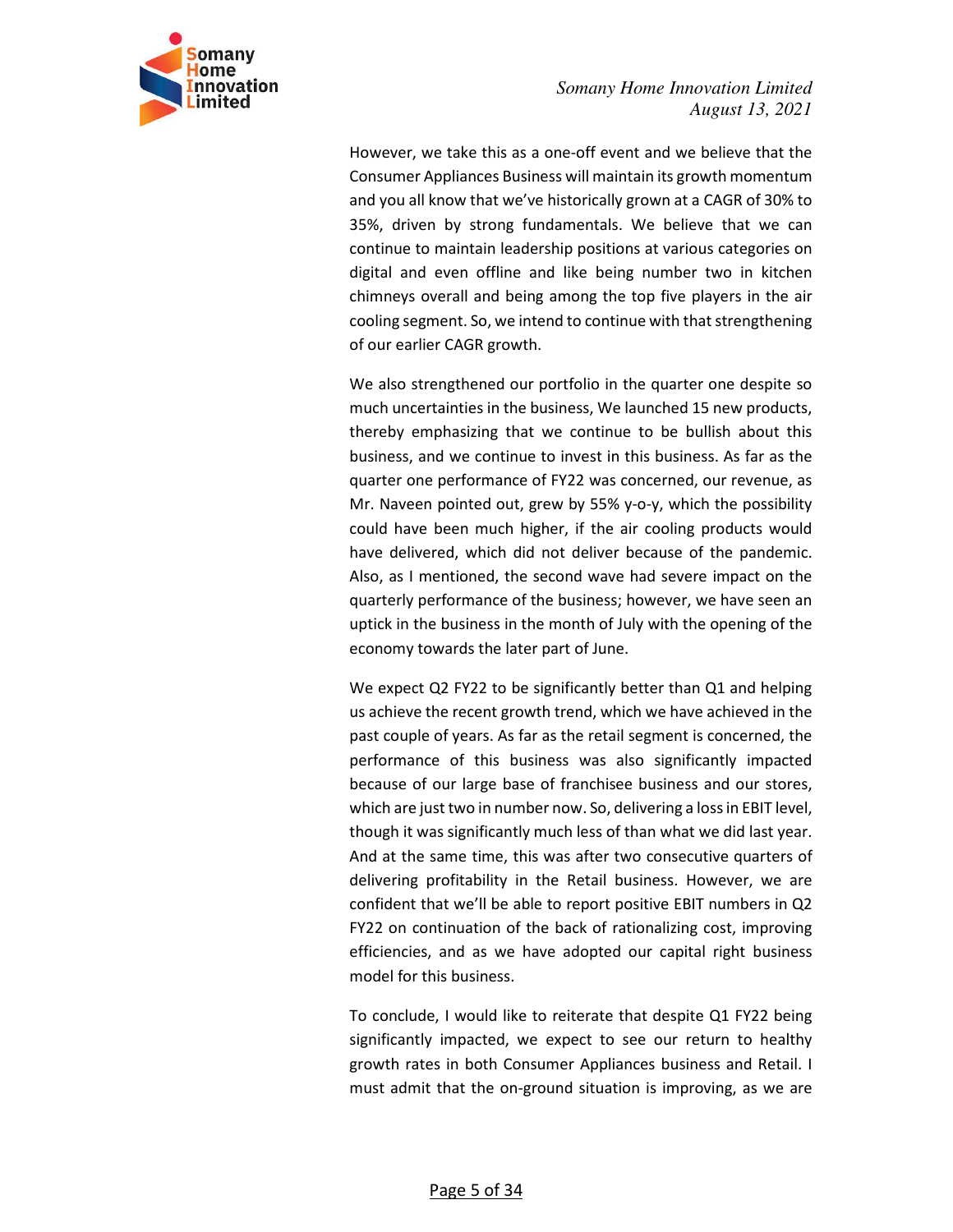However, we take this as a one-off event and we believe that the Consumer Appliances Business will maintain its growth momentum and you all know that we've historically grown at a CAGR of 30% to 35%, driven by strong fundamentals. We believe that we can continue to maintain leadership positions at various categories on digital and even offline and like being number two in kitchen chimneys overall and being among the top five players in the air cooling segment. So, we intend to continue with that strengthening of our earlier CAGR growth.

We also strengthened our portfolio in the quarter one despite so much uncertainties in the business, We launched 15 new products, thereby emphasizing that we continue to be bullish about this business, and we continue to invest in this business. As far as the quarter one performance of FY22 was concerned, our revenue, as Mr. Naveen pointed out, grew by 55% y-o-y, which the possibility could have been much higher, if the air cooling products would have delivered, which did not deliver because of the pandemic. Also, as I mentioned, the second wave had severe impact on the quarterly performance of the business; however, we have seen an uptick in the business in the month of July with the opening of the economy towards the later part of June.

We expect Q2 FY22 to be significantly better than Q1 and helping us achieve the recent growth trend, which we have achieved in the past couple of years. As far as the retail segment is concerned, the performance of this business was also significantly impacted because of our large base of franchisee business and our stores, which are just two in number now. So, delivering a loss in EBIT level, though it was significantly much less of than what we did last year. And at the same time, this was after two consecutive quarters of delivering profitability in the Retail business. However, we are confident that we'll be able to report positive EBIT numbers in Q2 FY22 on continuation of the back of rationalizing cost, improving efficiencies, and as we have adopted our capital right business model for this business.

To conclude, I would like to reiterate that despite Q1 FY22 being significantly impacted, we expect to see our return to healthy growth rates in both Consumer Appliances business and Retail. I must admit that the on-ground situation is improving, as we are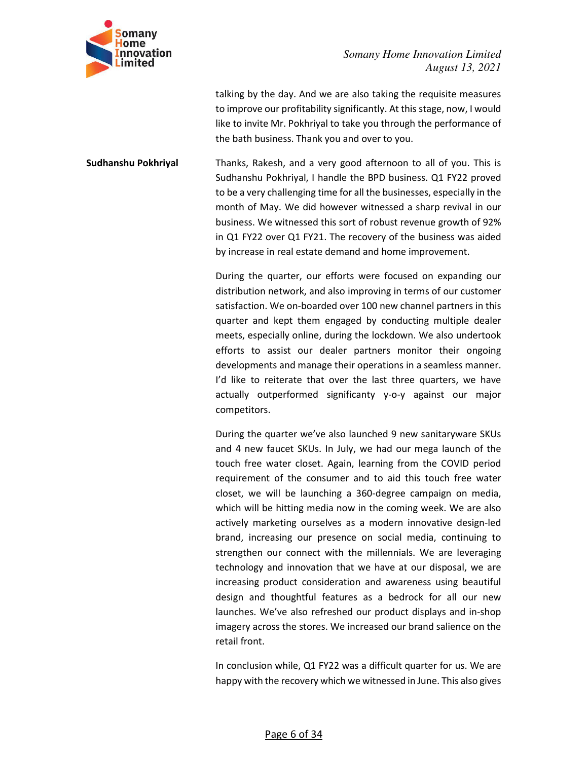talking by the day. And we are also taking the requisite measures to improve our profitability significantly. At this stage, now, I would like to invite Mr. Pokhriyal to take you through the performance of the bath business. Thank you and over to you.

**Sudhanshu Pokhriyal**

Thanks, Rakesh, and a very good afternoon to all of you. This is Sudhanshu Pokhriyal, I handle the BPD business. Q1 FY22 proved to be a very challenging time for all the businesses, especially in the month of May. We did however witnessed a sharp revival in our business. We witnessed this sort of robust revenue growth of 92% in Q1 FY22 over Q1 FY21. The recovery of the business was aided by increase in real estate demand and home improvement.

During the quarter, our efforts were focused on expanding our distribution network, and also improving in terms of our customer satisfaction. We on-boarded over 100 new channel partners in this quarter and kept them engaged by conducting multiple dealer meets, especially online, during the lockdown. We also undertook efforts to assist our dealer partners monitor their ongoing developments and manage their operations in a seamless manner. I'd like to reiterate that over the last three quarters, we have actually outperformed significanty y-o-y against our major competitors.

During the quarter we've also launched 9 new sanitaryware SKUs and 4 new faucet SKUs. In July, we had our mega launch of the touch free water closet. Again, learning from the COVID period requirement of the consumer and to aid this touch free water closet, we will be launching a 360-degree campaign on media, which will be hitting media now in the coming week. We are also actively marketing ourselves as a modern innovative design-led brand, increasing our presence on social media, continuing to strengthen our connect with the millennials. We are leveraging technology and innovation that we have at our disposal, we are increasing product consideration and awareness using beautiful design and thoughtful features as a bedrock for all our new launches. We've also refreshed our product displays and in-shop imagery across the stores. We increased our brand salience on the retail front.

In conclusion while, Q1 FY22 was a difficult quarter for us. We are happy with the recovery which we witnessed in June. This also gives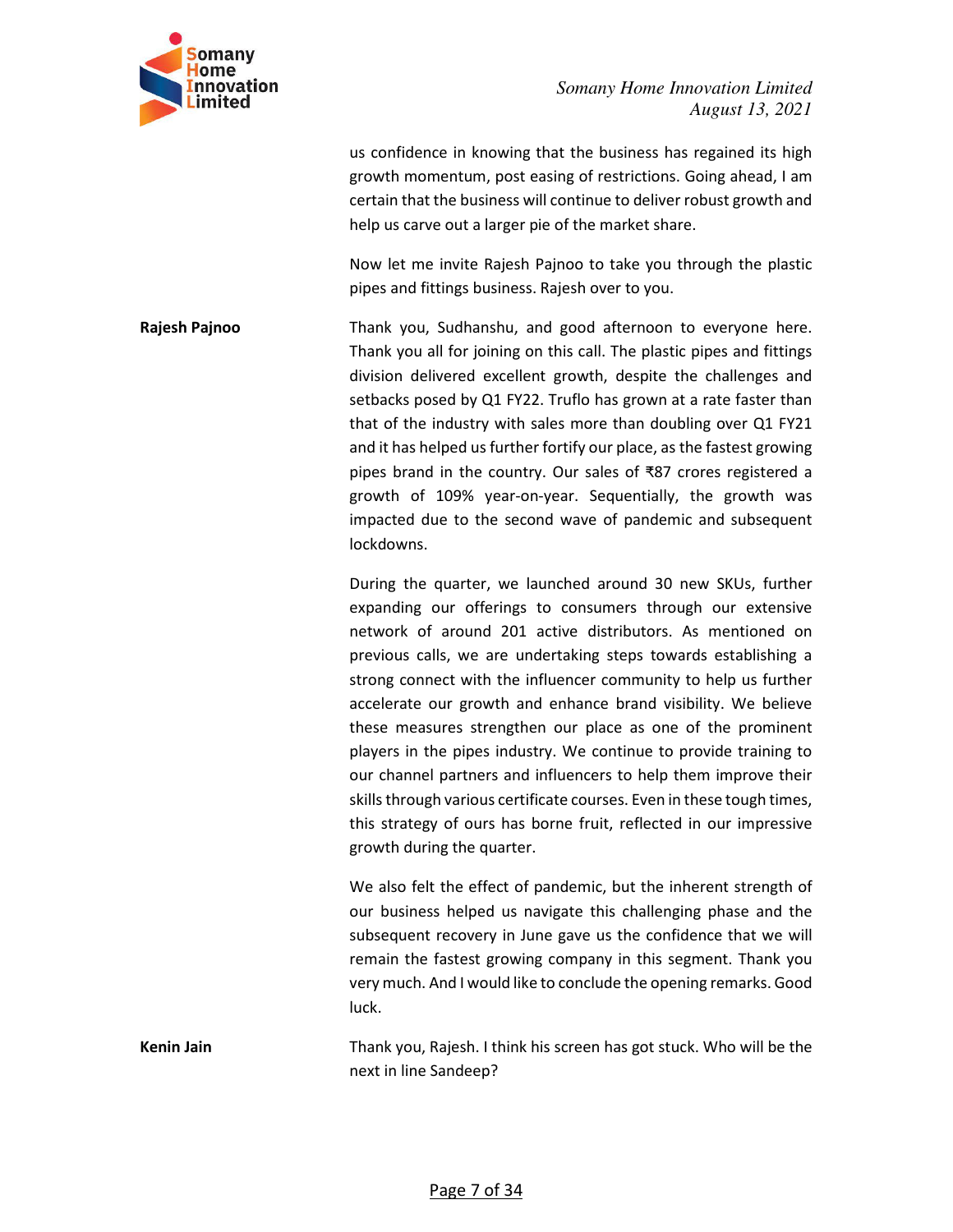us confidence in knowing that the business has regained its high growth momentum, post easing of restrictions. Going ahead, I am certain that the business will continue to deliver robust growth and help us carve out a larger pie of the market share.

Now let me invite Rajesh Pajnoo to take you through the plastic pipes and fittings business. Rajesh over to you.

**Rajesh Pajnoo**

Thank you, Sudhanshu, and good afternoon to everyone here. Thank you all for joining on this call. The plastic pipes and fittings division delivered excellent growth, despite the challenges and setbacks posed by Q1 FY22. Truflo has grown at a rate faster than that of the industry with sales more than doubling over Q1 FY21 and it has helped us further fortify our place, as the fastest growing pipes brand in the country. Our sales of ₹87 crores registered a growth of 109% year-on-year. Sequentially, the growth was impacted due to the second wave of pandemic and subsequent lockdowns.

During the quarter, we launched around 30 new SKUs, further expanding our offerings to consumers through our extensive network of around 201 active distributors. As mentioned on previous calls, we are undertaking steps towards establishing a strong connect with the influencer community to help us further accelerate our growth and enhance brand visibility. We believe these measures strengthen our place as one of the prominent players in the pipes industry. We continue to provide training to our channel partners and influencers to help them improve their skills through various certificate courses. Even in these tough times, this strategy of ours has borne fruit, reflected in our impressive growth during the quarter.

We also felt the effect of pandemic, but the inherent strength of our business helped us navigate this challenging phase and the subsequent recovery in June gave us the confidence that we will remain the fastest growing company in this segment. Thank you very much. And I would like to conclude the opening remarks. Good luck.

**Kenin Jain**

Thank you, Rajesh. I think his screen has got stuck. Who will be the next in line Sandeep?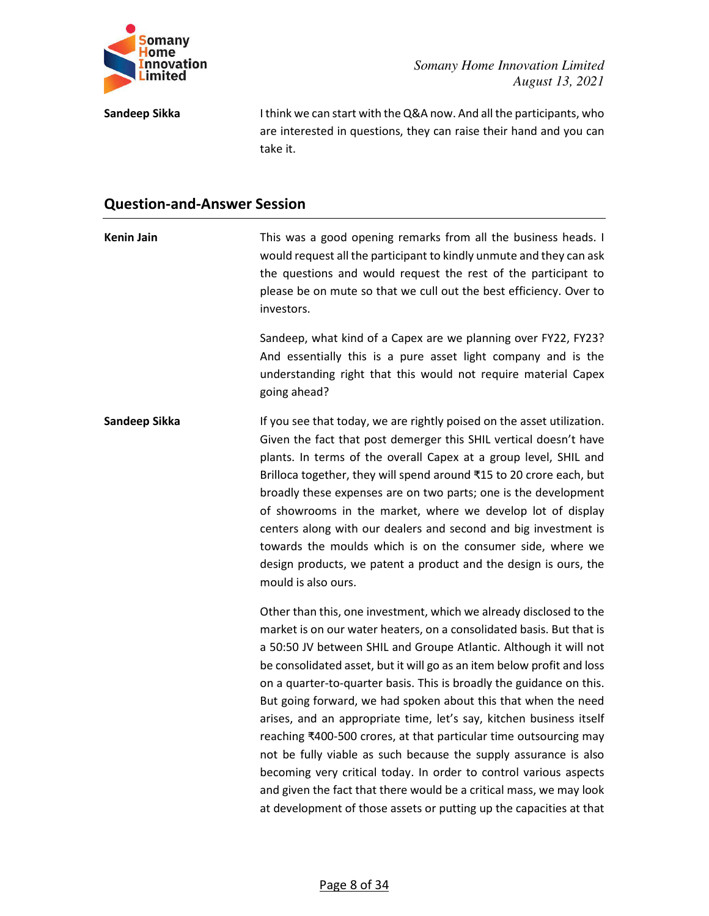**Sandeep Sikka** I think we can start with the Q&A now. And all the participants, who are interested in questions, they can raise their hand and you can take it.

## Question-and-Answer Session

**Kenin Jain** This was a good opening remarks from all the business heads. I would request all the participant to kindly unmute and they can ask the questions and would request the rest of the participant to please be on mute so that we cull out the best efficiency. Over to investors.

Sandeep, what kind of a Capex are we planning over FY22, FY23? And essentially this is a pure asset light company and is the understanding right that this would not require material Capex going ahead?

**Sandeep Sikka** If you see that today, we are rightly poised on the asset utilization. Given the fact that post demerger this SHIL vertical doesn't have plants. In terms of the overall Capex at a group level, SHIL and Brilloca together, they will spend around ₹15 to 20 crore each, but broadly these expenses are on two parts; one is the development of showrooms in the market, where we develop lot of display centers along with our dealers and second and big investment is towards the moulds which is on the consumer side, where we design products, we patent a product and the design is ours, the mould is also ours.

Other than this, one investment, which we already disclosed to the market is on our water heaters, on a consolidated basis. But that is a 50:50 JV between SHIL and Groupe Atlantic. Although it will not be consolidated asset, but it will go as an item below profit and loss on a quarter-to-quarter basis. This is broadly the guidance on this. But going forward, we had spoken about this that when the need arises, and an appropriate time, let's say, kitchen business itself reaching ₹400-500 crores, at that particular time outsourcing may not be fully viable as such because the supply assurance is also becoming very critical today. In order to control various aspects and given the fact that there would be a critical mass, we may look at development of those assets or putting up the capacities at that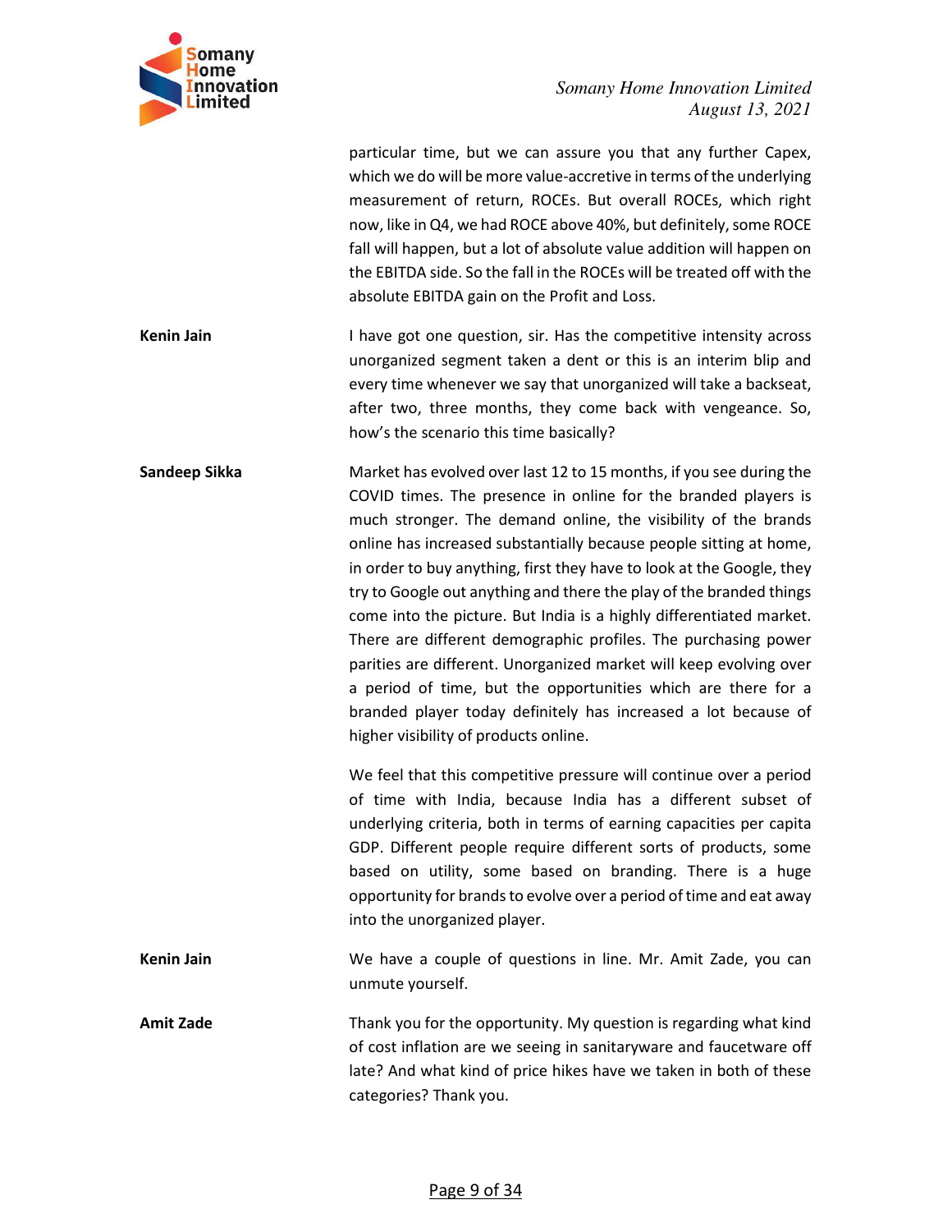particular time, but we can assure you that any further Capex, which we do will be more value-accretive in terms of the underlying measurement of return, ROCEs. But overall ROCEs, which right now, like in Q4, we had ROCE above 40%, but definitely, some ROCE fall will happen, but a lot of absolute value addition will happen on the EBITDA side. So the fall in the ROCEs will be treated off with the absolute EBITDA gain on the Profit and Loss.

**Kenin Jain** I have got one question, sir. Has the competitive intensity across unorganized segment taken a dent or this is an interim blip and every time whenever we say that unorganized will take a backseat, after two, three months, they come back with vengeance. So, how's the scenario this time basically?

**Sandeep Sikka** Market has evolved over last 12 to 15 months, if you see during the COVID times. The presence in online for the branded players is much stronger. The demand online, the visibility of the brands online has increased substantially because people sitting at home, in order to buy anything, first they have to look at the Google, they try to Google out anything and there the play of the branded things come into the picture. But India is a highly differentiated market. There are different demographic profiles. The purchasing power parities are different. Unorganized market will keep evolving over a period of time, but the opportunities which are there for a branded player today definitely has increased a lot because of higher visibility of products online.

We feel that this competitive pressure will continue over a period of time with India, because India has a different subset of underlying criteria, both in terms of earning capacities per capita GDP. Different people require different sorts of products, some based on utility, some based on branding. There is a huge opportunity for brands to evolve over a period of time and eat away into the unorganized player.

**Kenin Jain** We have a couple of questions in line. Mr. Amit Zade, you can unmute yourself.

**Amit Zade** Thank you for the opportunity. My question is regarding what kind of cost inflation are we seeing in sanitaryware and faucetware off late? And what kind of price hikes have we taken in both of these categories? Thank you.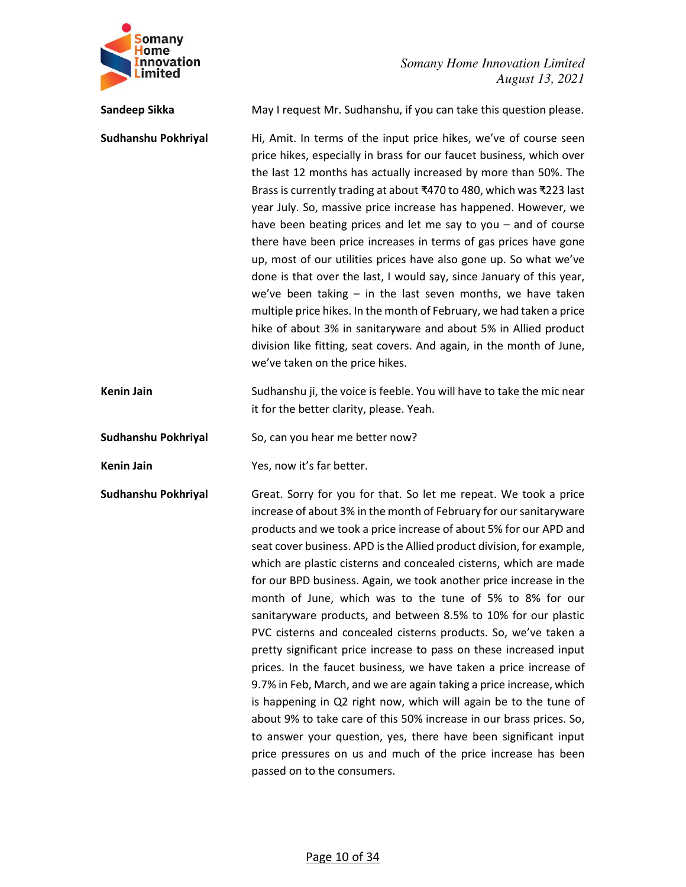**Sandeep Sikka** May I request Mr. Sudhanshu, if you can take this question please.

**Sudhanshu Pokhriyal** Hi, Amit. In terms of the input price hikes, we've of course seen price hikes, especially in brass for our faucet business, which over the last 12 months has actually increased by more than 50%. The Brass is currently trading at about ₹470 to 480, which was ₹223 last year July. So, massive price increase has happened. However, we have been beating prices and let me say to you – and of course there have been price increases in terms of gas prices have gone up, most of our utilities prices have also gone up. So what we've done is that over the last, I would say, since January of this year, we've been taking – in the last seven months, we have taken multiple price hikes. In the month of February, we had taken a price hike of about 3% in sanitaryware and about 5% in Allied product division like fitting, seat covers. And again, in the month of June, we've taken on the price hikes.

**Kenin Jain** Sudhanshu ji, the voice is feeble. You will have to take the mic near it for the better clarity, please. Yeah.

**Sudhanshu Pokhriyal** So, can you hear me better now?

**Kenin Jain** Yes, now it's far better.

**Sudhanshu Pokhriyal** Great. Sorry for you for that. So let me repeat. We took a price increase of about 3% in the month of February for our sanitaryware products and we took a price increase of about 5% for our APD and seat cover business. APD is the Allied product division, for example, which are plastic cisterns and concealed cisterns, which are made for our BPD business. Again, we took another price increase in the month of June, which was to the tune of 5% to 8% for our sanitaryware products, and between 8.5% to 10% for our plastic PVC cisterns and concealed cisterns products. So, we've taken a pretty significant price increase to pass on these increased input prices. In the faucet business, we have taken a price increase of 9.7% in Feb, March, and we are again taking a price increase, which is happening in Q2 right now, which will again be to the tune of about 9% to take care of this 50% increase in our brass prices. So, to answer your question, yes, there have been significant input price pressures on us and much of the price increase has been passed on to the consumers.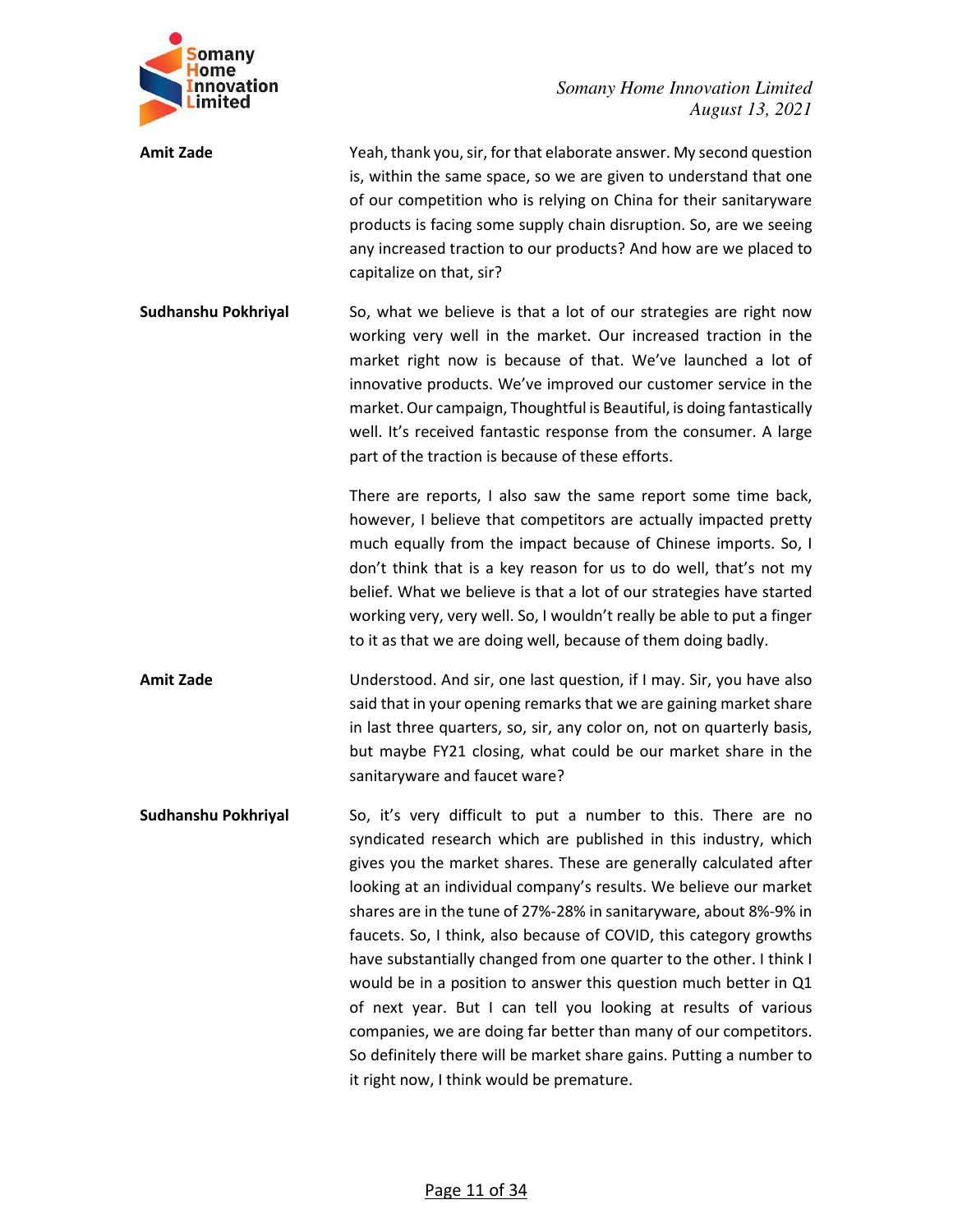**Amit Zade** Yeah, thank you, sir, for that elaborate answer. My second question is, within the same space, so we are given to understand that one of our competition who is relying on China for their sanitaryware products is facing some supply chain disruption. So, are we seeing any increased traction to our products? And how are we placed to capitalize on that, sir?

**Sudhanshu Pokhriyal** So, what we believe is that a lot of our strategies are right now working very well in the market. Our increased traction in the market right now is because of that. We've launched a lot of innovative products. We've improved our customer service in the market. Our campaign, Thoughtful is Beautiful, is doing fantastically well. It's received fantastic response from the consumer. A large part of the traction is because of these efforts.

There are reports, I also saw the same report some time back, however, I believe that competitors are actually impacted pretty much equally from the impact because of Chinese imports. So, I don't think that is a key reason for us to do well, that's not my belief. What we believe is that a lot of our strategies have started working very, very well. So, I wouldn't really be able to put a finger to it as that we are doing well, because of them doing badly.

**Amit Zade** Understood. And sir, one last question, if I may. Sir, you have also said that in your opening remarks that we are gaining market share in last three quarters, so, sir, any color on, not on quarterly basis, but maybe FY21 closing, what could be our market share in the sanitaryware and faucet ware?

**Sudhanshu Pokhriyal** So, it's very difficult to put a number to this. There are no syndicated research which are published in this industry, which gives you the market shares. These are generally calculated after looking at an individual company's results. We believe our market shares are in the tune of 27%-28% in sanitaryware, about 8%-9% in faucets. So, I think, also because of COVID, this category growths have substantially changed from one quarter to the other. I think I would be in a position to answer this question much better in Q1 of next year. But I can tell you looking at results of various companies, we are doing far better than many of our competitors. So definitely there will be market share gains. Putting a number to it right now, I think would be premature.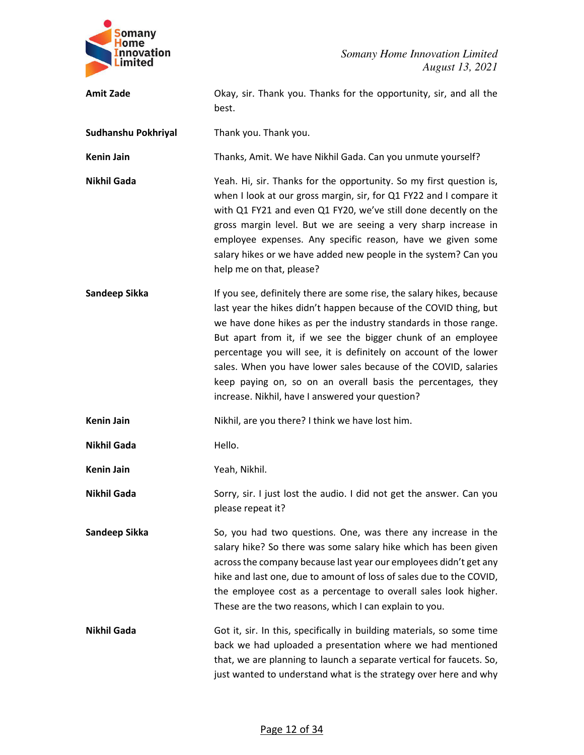**Amit Zade**: Okay, sir. Thank you. Thanks for the opportunity, sir, and all the best.

**Sudhanshu Pokhriyal**: Thank you. Thank you.

**Kenin Jain**: Thanks, Amit. We have Nikhil Gada. Can you unmute yourself?

**Nikhil Gada**: Yeah. Hi, sir. Thanks for the opportunity. So my first question is, when I look at our gross margin, sir, for Q1 FY22 and I compare it with Q1 FY21 and even Q1 FY20, we've still done decently on the gross margin level. But we are seeing a very sharp increase in employee expenses. Any specific reason, have we given some salary hikes or we have added new people in the system? Can you help me on that, please?

**Sandeep Sikka**: If you see, definitely there are some rise, the salary hikes, because last year the hikes didn't happen because of the COVID thing, but we have done hikes as per the industry standards in those range. But apart from it, if we see the bigger chunk of an employee percentage you will see, it is definitely on account of the lower sales. When you have lower sales because of the COVID, salaries keep paying on, so on an overall basis the percentages, they increase. Nikhil, have I answered your question?

**Kenin Jain**: Nikhil, are you there? I think we have lost him.

**Nikhil Gada**: Hello.

**Kenin Jain**: Yeah, Nikhil.

**Nikhil Gada**: Sorry, sir. I just lost the audio. I did not get the answer. Can you please repeat it?

**Sandeep Sikka**: So, you had two questions. One, was there any increase in the salary hike? So there was some salary hike which has been given across the company because last year our employees didn't get any hike and last one, due to amount of loss of sales due to the COVID, the employee cost as a percentage to overall sales look higher. These are the two reasons, which I can explain to you.

**Nikhil Gada**: Got it, sir. In this, specifically in building materials, so some time back we had uploaded a presentation where we had mentioned that, we are planning to launch a separate vertical for faucets. So, just wanted to understand what is the strategy over here and why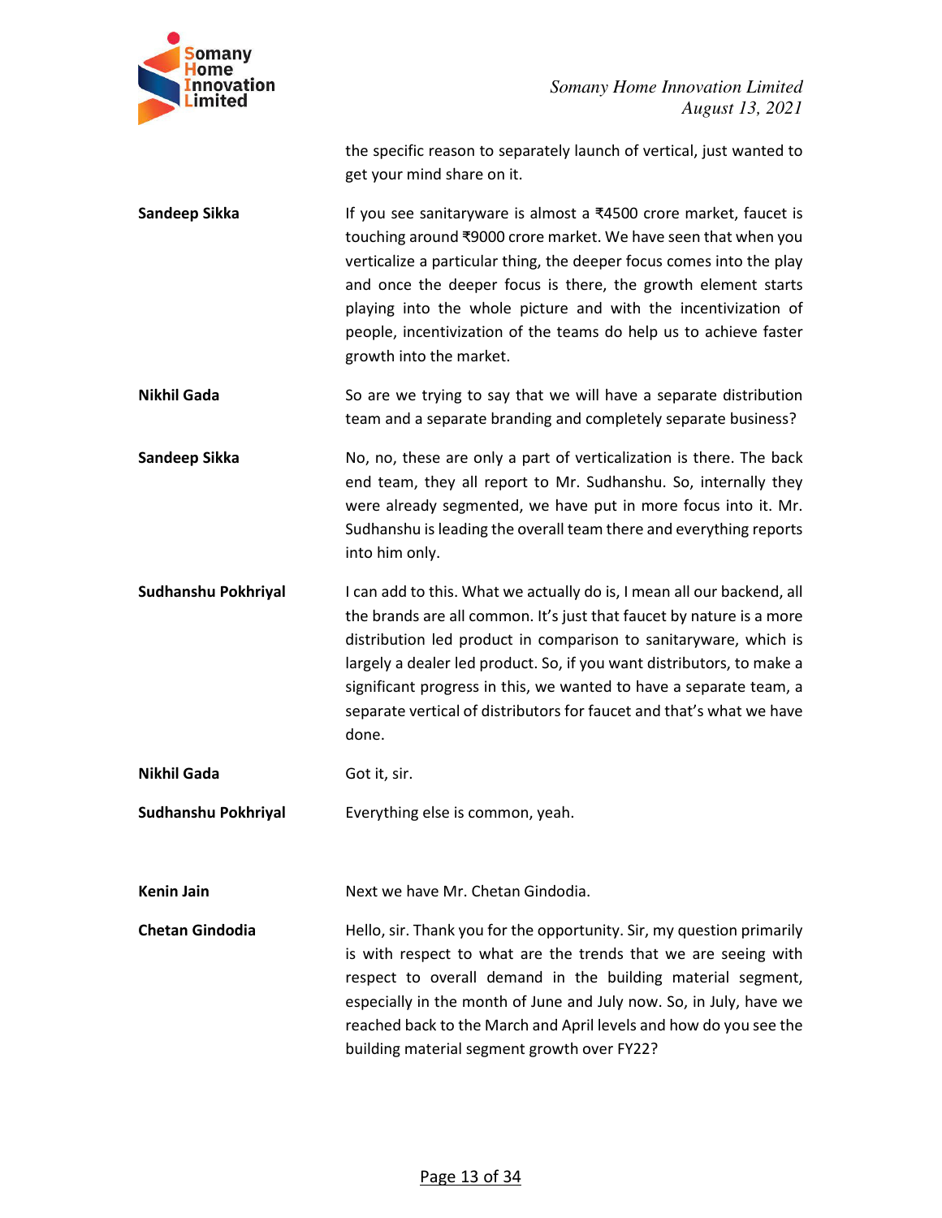the specific reason to separately launch of vertical, just wanted to get your mind share on it.

**Sandeep Sikka** If you see sanitaryware is almost a ₹4500 crore market, faucet is touching around ₹9000 crore market. We have seen that when you verticalize a particular thing, the deeper focus comes into the play and once the deeper focus is there, the growth element starts playing into the whole picture and with the incentivization of people, incentivization of the teams do help us to achieve faster growth into the market.

**Nikhil Gada** So are we trying to say that we will have a separate distribution team and a separate branding and completely separate business?

**Sandeep Sikka** No, no, these are only a part of verticalization is there. The back end team, they all report to Mr. Sudhanshu. So, internally they were already segmented, we have put in more focus into it. Mr. Sudhanshu is leading the overall team there and everything reports into him only.

**Sudhanshu Pokhriyal** I can add to this. What we actually do is, I mean all our backend, all the brands are all common. It's just that faucet by nature is a more distribution led product in comparison to sanitaryware, which is largely a dealer led product. So, if you want distributors, to make a significant progress in this, we wanted to have a separate team, a separate vertical of distributors for faucet and that's what we have done.

**Nikhil Gada** Got it, sir.

**Sudhanshu Pokhriyal** Everything else is common, yeah.

**Kenin Jain** Next we have Mr. Chetan Gindodia.

**Chetan Gindodia** Hello, sir. Thank you for the opportunity. Sir, my question primarily is with respect to what are the trends that we are seeing with respect to overall demand in the building material segment, especially in the month of June and July now. So, in July, have we reached back to the March and April levels and how do you see the building material segment growth over FY22?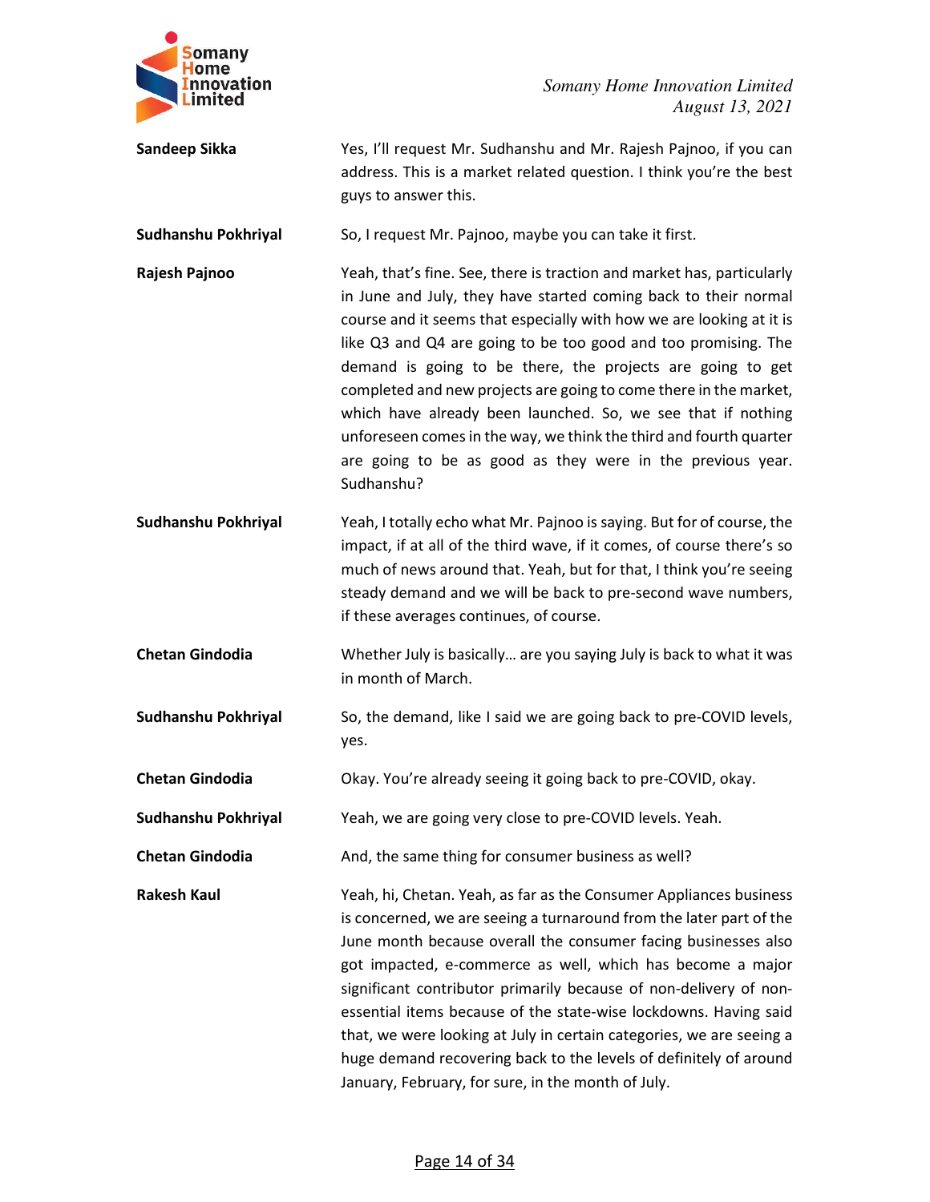**Sandeep Sikka** Yes, I'll request Mr. Sudhanshu and Mr. Rajesh Pajnoo, if you can address. This is a market related question. I think you're the best guys to answer this.

**Sudhanshu Pokhriyal** So, I request Mr. Pajnoo, maybe you can take it first.

**Rajesh Pajnoo** Yeah, that's fine. See, there is traction and market has, particularly in June and July, they have started coming back to their normal course and it seems that especially with how we are looking at it is like Q3 and Q4 are going to be too good and too promising. The demand is going to be there, the projects are going to get completed and new projects are going to come there in the market, which have already been launched. So, we see that if nothing unforeseen comes in the way, we think the third and fourth quarter are going to be as good as they were in the previous year. Sudhanshu?

**Sudhanshu Pokhriyal** Yeah, I totally echo what Mr. Pajnoo is saying. But for of course, the impact, if at all of the third wave, if it comes, of course there's so much of news around that. Yeah, but for that, I think you're seeing steady demand and we will be back to pre-second wave numbers, if these averages continues, of course.

**Chetan Gindodia** Whether July is basically… are you saying July is back to what it was in month of March.

**Sudhanshu Pokhriyal** So, the demand, like I said we are going back to pre-COVID levels, yes.

**Chetan Gindodia** Okay. You're already seeing it going back to pre-COVID, okay.

**Sudhanshu Pokhriyal** Yeah, we are going very close to pre-COVID levels. Yeah.

**Chetan Gindodia** And, the same thing for consumer business as well?

**Rakesh Kaul** Yeah, hi, Chetan. Yeah, as far as the Consumer Appliances business is concerned, we are seeing a turnaround from the later part of the June month because overall the consumer facing businesses also got impacted, e-commerce as well, which has become a major significant contributor primarily because of non-delivery of non-essential items because of the state-wise lockdowns. Having said that, we were looking at July in certain categories, we are seeing a huge demand recovering back to the levels of definitely of around January, February, for sure, in the month of July.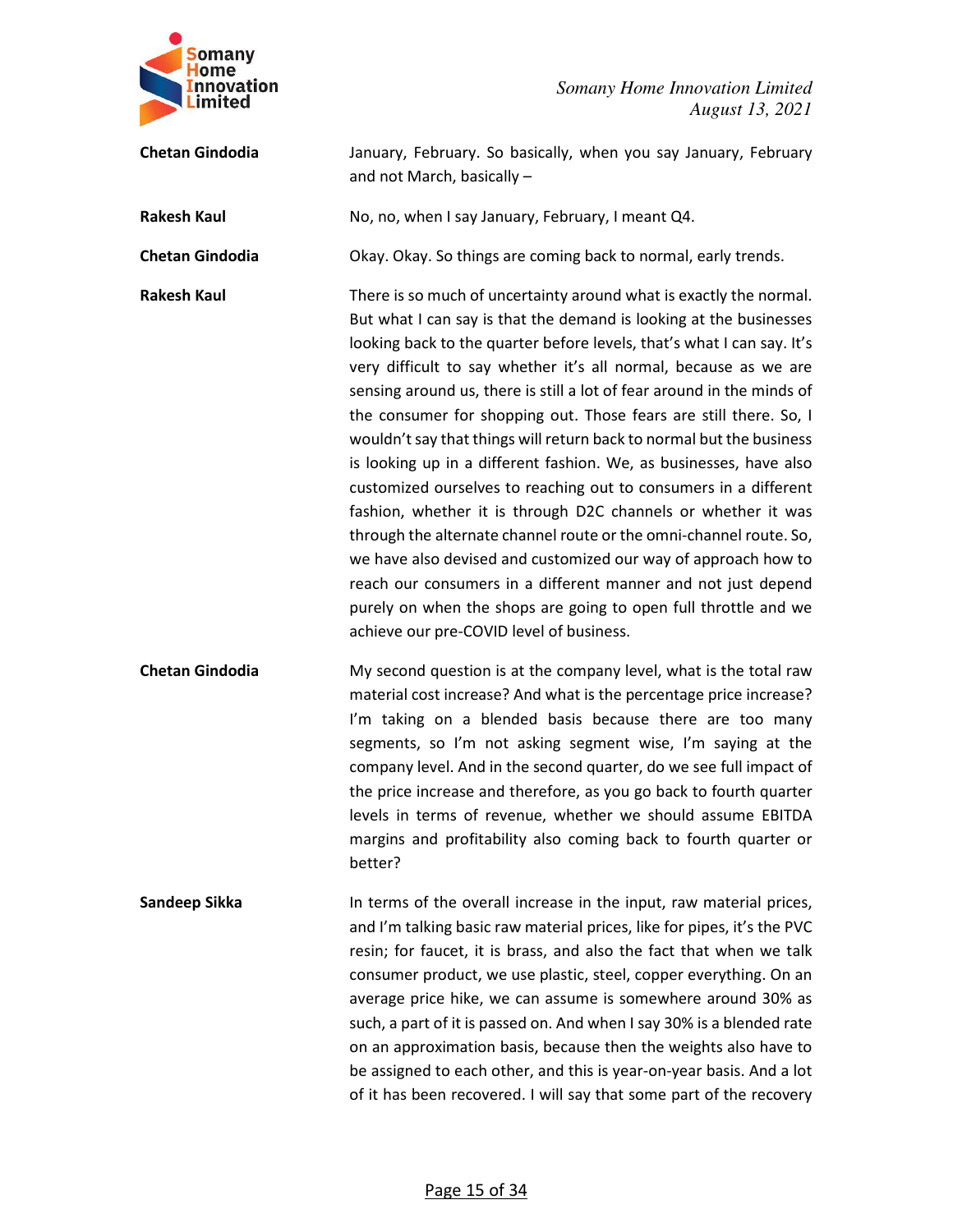**Chetan Gindodia** January, February. So basically, when you say January, February and not March, basically –

**Rakesh Kaul** No, no, when I say January, February, I meant Q4.

**Chetan Gindodia** Okay. Okay. So things are coming back to normal, early trends.

**Rakesh Kaul** There is so much of uncertainty around what is exactly the normal. But what I can say is that the demand is looking at the businesses looking back to the quarter before levels, that's what I can say. It's very difficult to say whether it's all normal, because as we are sensing around us, there is still a lot of fear around in the minds of the consumer for shopping out. Those fears are still there. So, I wouldn't say that things will return back to normal but the business is looking up in a different fashion. We, as businesses, have also customized ourselves to reaching out to consumers in a different fashion, whether it is through D2C channels or whether it was through the alternate channel route or the omni-channel route. So, we have also devised and customized our way of approach how to reach our consumers in a different manner and not just depend purely on when the shops are going to open full throttle and we achieve our pre-COVID level of business.

**Chetan Gindodia** My second question is at the company level, what is the total raw material cost increase? And what is the percentage price increase? I'm taking on a blended basis because there are too many segments, so I'm not asking segment wise, I'm saying at the company level. And in the second quarter, do we see full impact of the price increase and therefore, as you go back to fourth quarter levels in terms of revenue, whether we should assume EBITDA margins and profitability also coming back to fourth quarter or better?

**Sandeep Sikka** In terms of the overall increase in the input, raw material prices, and I'm talking basic raw material prices, like for pipes, it's the PVC resin; for faucet, it is brass, and also the fact that when we talk consumer product, we use plastic, steel, copper everything. On an average price hike, we can assume is somewhere around 30% as such, a part of it is passed on. And when I say 30% is a blended rate on an approximation basis, because then the weights also have to be assigned to each other, and this is year-on-year basis. And a lot of it has been recovered. I will say that some part of the recovery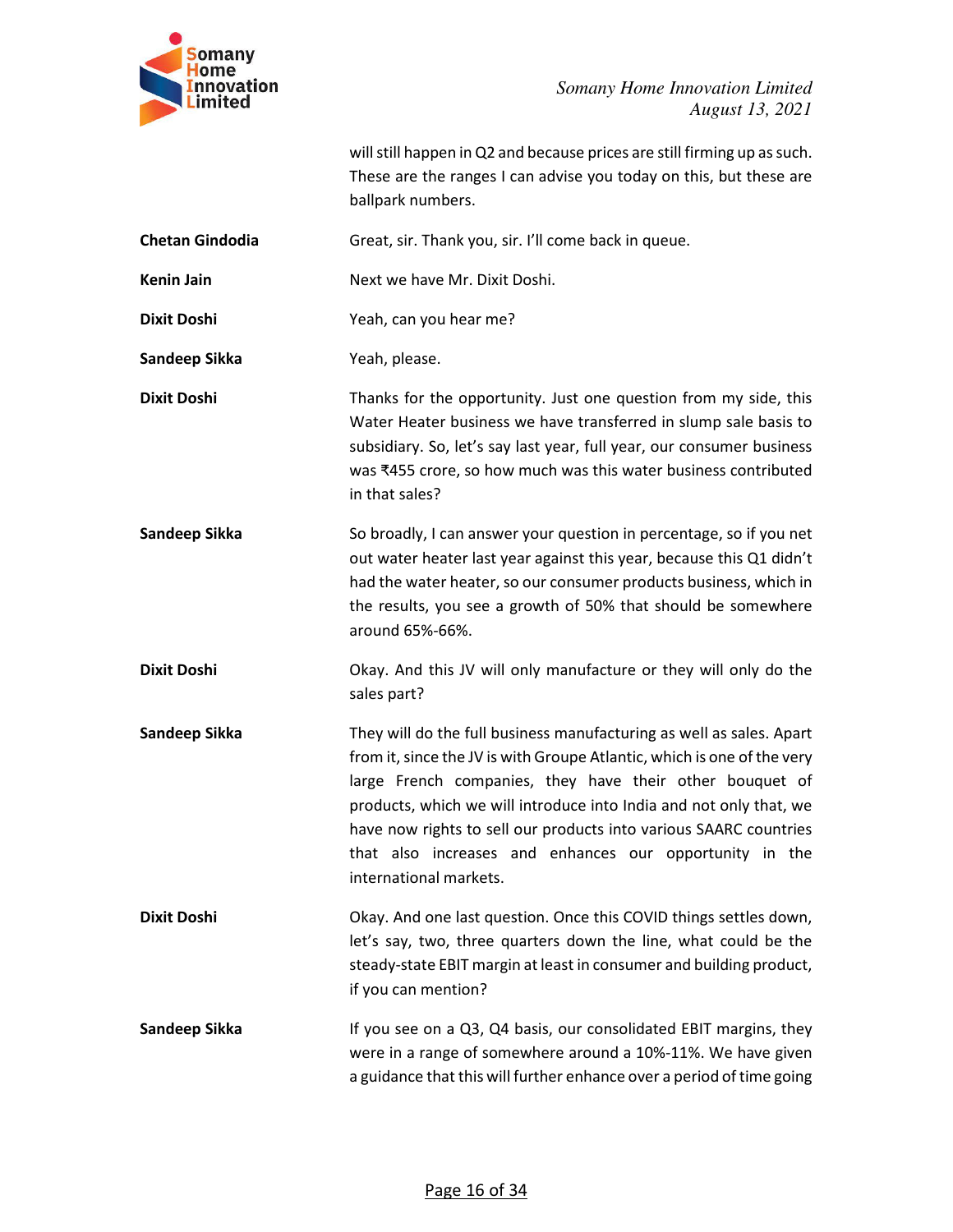will still happen in Q2 and because prices are still firming up as such. These are the ranges I can advise you today on this, but these are ballpark numbers.

**Chetan Gindodia** Great, sir. Thank you, sir. I'll come back in queue.

**Kenin Jain** Next we have Mr. Dixit Doshi.

**Dixit Doshi** Yeah, can you hear me?

**Sandeep Sikka** Yeah, please.

**Dixit Doshi** Thanks for the opportunity. Just one question from my side, this Water Heater business we have transferred in slump sale basis to subsidiary. So, let's say last year, full year, our consumer business was ₹455 crore, so how much was this water business contributed in that sales?

**Sandeep Sikka** So broadly, I can answer your question in percentage, so if you net out water heater last year against this year, because this Q1 didn't had the water heater, so our consumer products business, which in the results, you see a growth of 50% that should be somewhere around 65%-66%.

**Dixit Doshi** Okay. And this JV will only manufacture or they will only do the sales part?

**Sandeep Sikka** They will do the full business manufacturing as well as sales. Apart from it, since the JV is with Groupe Atlantic, which is one of the very large French companies, they have their other bouquet of products, which we will introduce into India and not only that, we have now rights to sell our products into various SAARC countries that also increases and enhances our opportunity in the international markets.

**Dixit Doshi** Okay. And one last question. Once this COVID things settles down, let's say, two, three quarters down the line, what could be the steady-state EBIT margin at least in consumer and building product, if you can mention?

**Sandeep Sikka** If you see on a Q3, Q4 basis, our consolidated EBIT margins, they were in a range of somewhere around a 10%-11%. We have given a guidance that this will further enhance over a period of time going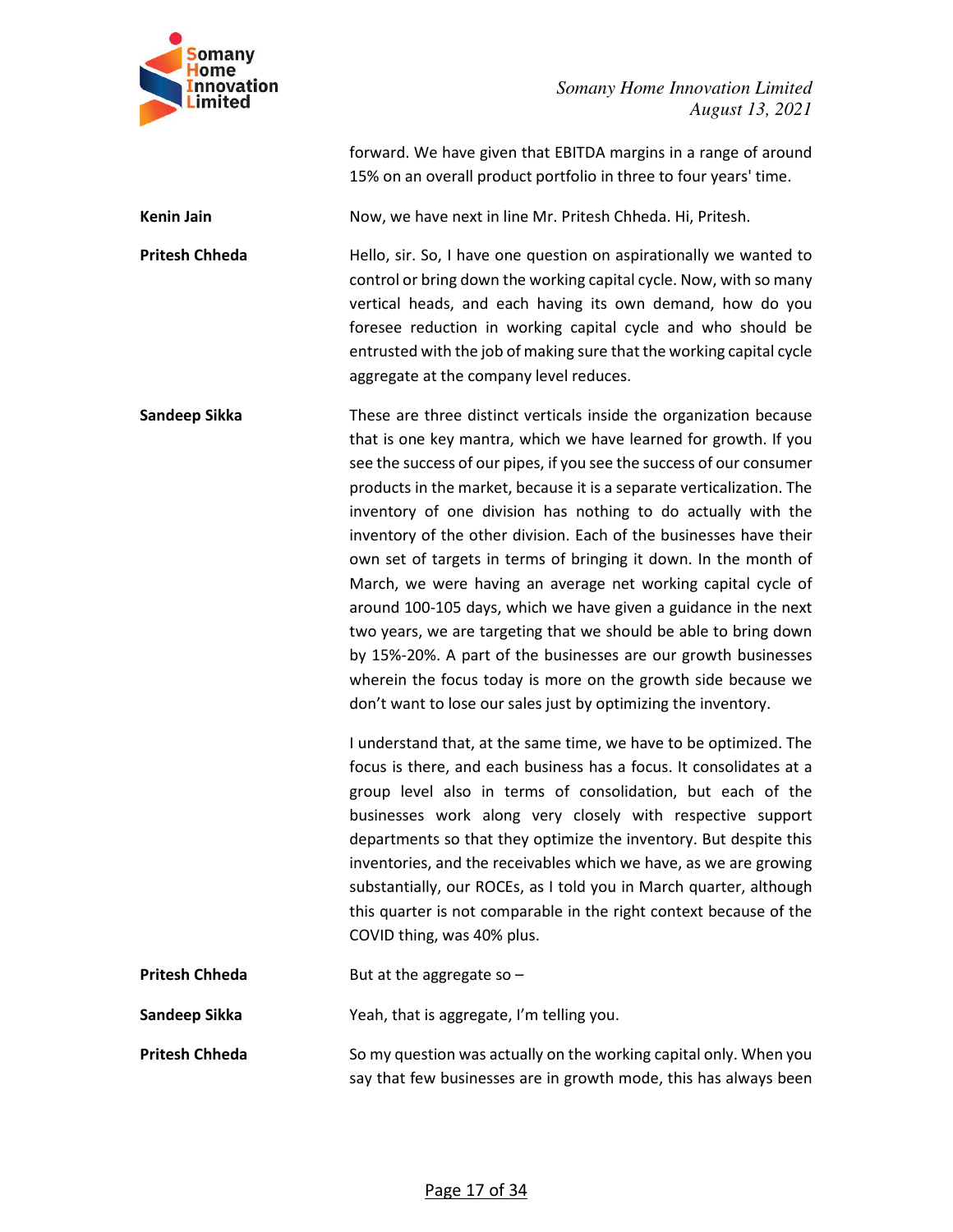forward. We have given that EBITDA margins in a range of around 15% on an overall product portfolio in three to four years' time.

**Kenin Jain** Now, we have next in line Mr. Pritesh Chheda. Hi, Pritesh.

**Pritesh Chheda** Hello, sir. So, I have one question on aspirationally we wanted to control or bring down the working capital cycle. Now, with so many vertical heads, and each having its own demand, how do you foresee reduction in working capital cycle and who should be entrusted with the job of making sure that the working capital cycle aggregate at the company level reduces.

**Sandeep Sikka** These are three distinct verticals inside the organization because that is one key mantra, which we have learned for growth. If you see the success of our pipes, if you see the success of our consumer products in the market, because it is a separate verticalization. The inventory of one division has nothing to do actually with the inventory of the other division. Each of the businesses have their own set of targets in terms of bringing it down. In the month of March, we were having an average net working capital cycle of around 100-105 days, which we have given a guidance in the next two years, we are targeting that we should be able to bring down by 15%-20%. A part of the businesses are our growth businesses wherein the focus today is more on the growth side because we don't want to lose our sales just by optimizing the inventory.

I understand that, at the same time, we have to be optimized. The focus is there, and each business has a focus. It consolidates at a group level also in terms of consolidation, but each of the businesses work along very closely with respective support departments so that they optimize the inventory. But despite this inventories, and the receivables which we have, as we are growing substantially, our ROCEs, as I told you in March quarter, although this quarter is not comparable in the right context because of the COVID thing, was 40% plus.

**Pritesh Chheda** But at the aggregate so –

**Sandeep Sikka** Yeah, that is aggregate, I'm telling you.

**Pritesh Chheda** So my question was actually on the working capital only. When you say that few businesses are in growth mode, this has always been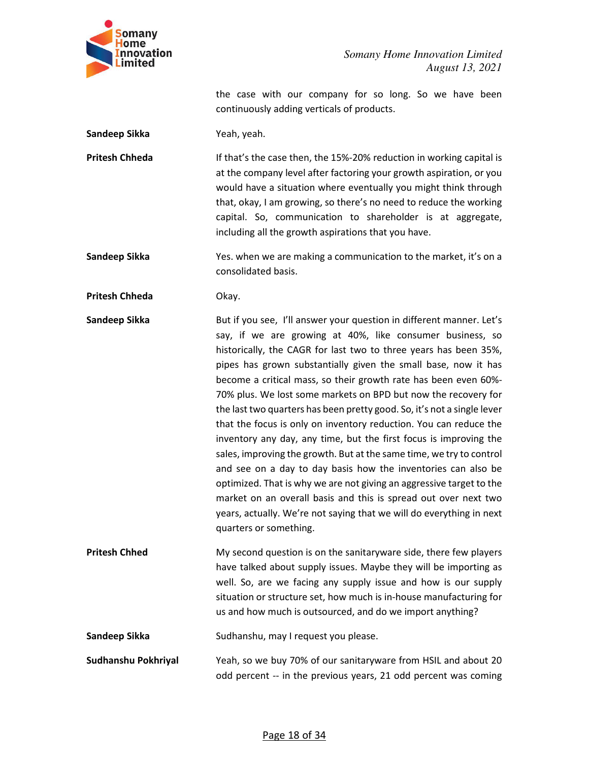the case with our company for so long. So we have been continuously adding verticals of products.

**Sandeep Sikka** Yeah, yeah.

**Pritesh Chheda** If that's the case then, the 15%-20% reduction in working capital is at the company level after factoring your growth aspiration, or you would have a situation where eventually you might think through that, okay, I am growing, so there's no need to reduce the working capital. So, communication to shareholder is at aggregate, including all the growth aspirations that you have.

**Sandeep Sikka** Yes. when we are making a communication to the market, it's on a consolidated basis.

**Pritesh Chheda** Okay.

**Sandeep Sikka** But if you see, I'll answer your question in different manner. Let's say, if we are growing at 40%, like consumer business, so historically, the CAGR for last two to three years has been 35%, pipes has grown substantially given the small base, now it has become a critical mass, so their growth rate has been even 60%-70% plus. We lost some markets on BPD but now the recovery for the last two quarters has been pretty good. So, it's not a single lever that the focus is only on inventory reduction. You can reduce the inventory any day, any time, but the first focus is improving the sales, improving the growth. But at the same time, we try to control and see on a day to day basis how the inventories can also be optimized. That is why we are not giving an aggressive target to the market on an overall basis and this is spread out over next two years, actually. We're not saying that we will do everything in next quarters or something.

**Pritesh Chhed** My second question is on the sanitaryware side, there few players have talked about supply issues. Maybe they will be importing as well. So, are we facing any supply issue and how is our supply situation or structure set, how much is in-house manufacturing for us and how much is outsourced, and do we import anything?

**Sandeep Sikka** Sudhanshu, may I request you please.

**Sudhanshu Pokhriyal** Yeah, so we buy 70% of our sanitaryware from HSIL and about 20 odd percent -- in the previous years, 21 odd percent was coming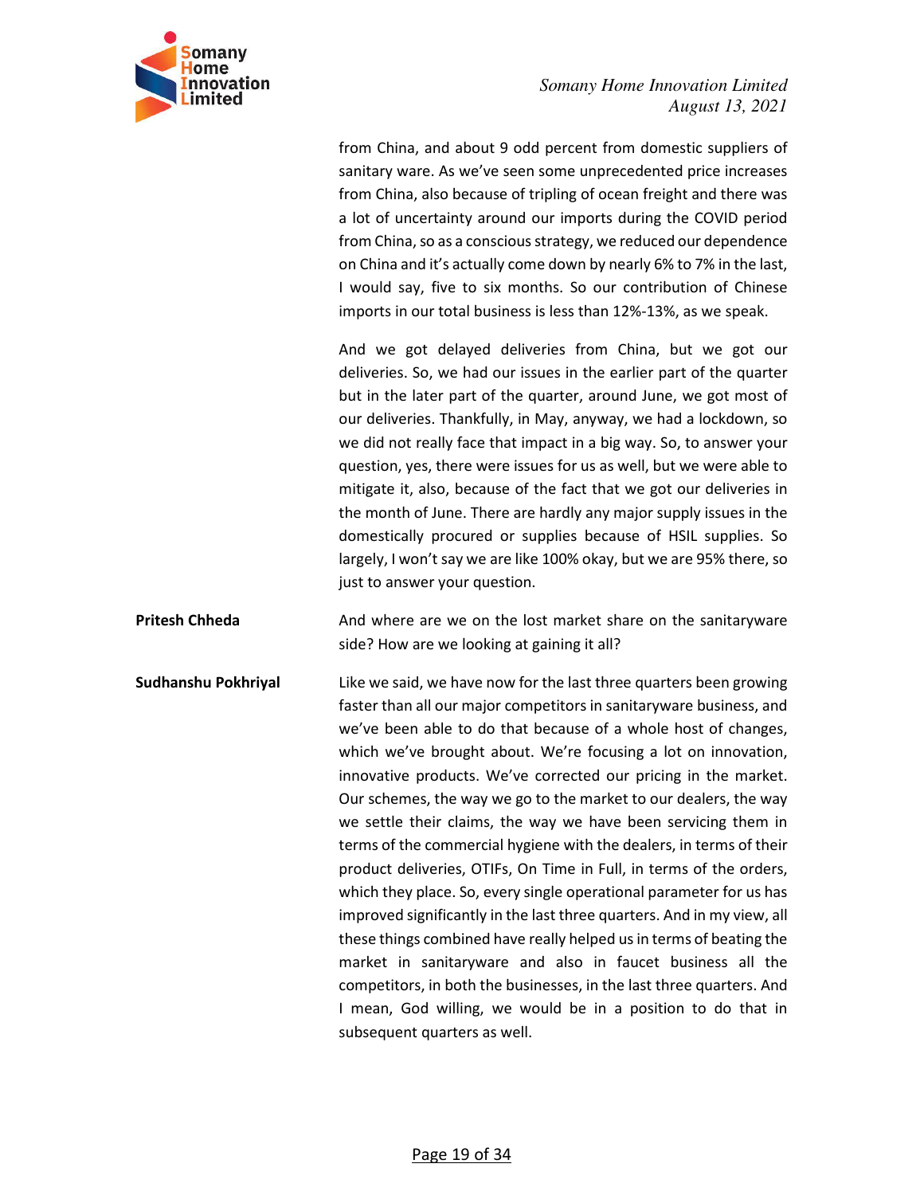from China, and about 9 odd percent from domestic suppliers of sanitary ware. As we've seen some unprecedented price increases from China, also because of tripling of ocean freight and there was a lot of uncertainty around our imports during the COVID period from China, so as a conscious strategy, we reduced our dependence on China and it's actually come down by nearly 6% to 7% in the last, I would say, five to six months. So our contribution of Chinese imports in our total business is less than 12%-13%, as we speak.

And we got delayed deliveries from China, but we got our deliveries. So, we had our issues in the earlier part of the quarter but in the later part of the quarter, around June, we got most of our deliveries. Thankfully, in May, anyway, we had a lockdown, so we did not really face that impact in a big way. So, to answer your question, yes, there were issues for us as well, but we were able to mitigate it, also, because of the fact that we got our deliveries in the month of June. There are hardly any major supply issues in the domestically procured or supplies because of HSIL supplies. So largely, I won't say we are like 100% okay, but we are 95% there, so just to answer your question.

**Pritesh Chheda**

And where are we on the lost market share on the sanitaryware side? How are we looking at gaining it all?

**Sudhanshu Pokhriyal**

Like we said, we have now for the last three quarters been growing faster than all our major competitors in sanitaryware business, and we've been able to do that because of a whole host of changes, which we've brought about. We're focusing a lot on innovation, innovative products. We've corrected our pricing in the market. Our schemes, the way we go to the market to our dealers, the way we settle their claims, the way we have been servicing them in terms of the commercial hygiene with the dealers, in terms of their product deliveries, OTIFs, On Time in Full, in terms of the orders, which they place. So, every single operational parameter for us has improved significantly in the last three quarters. And in my view, all these things combined have really helped us in terms of beating the market in sanitaryware and also in faucet business all the competitors, in both the businesses, in the last three quarters. And I mean, God willing, we would be in a position to do that in subsequent quarters as well.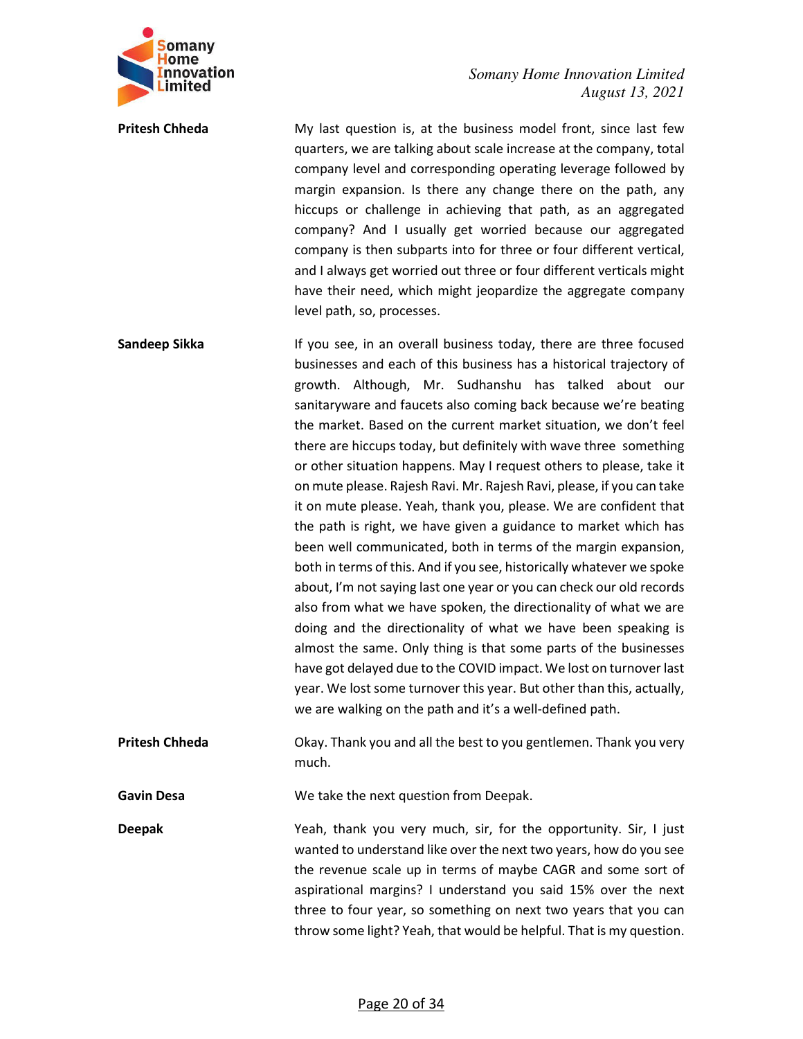**Pritesh Chheda** My last question is, at the business model front, since last few quarters, we are talking about scale increase at the company, total company level and corresponding operating leverage followed by margin expansion. Is there any change there on the path, any hiccups or challenge in achieving that path, as an aggregated company? And I usually get worried because our aggregated company is then subparts into for three or four different vertical, and I always get worried out three or four different verticals might have their need, which might jeopardize the aggregate company level path, so, processes.

**Sandeep Sikka** If you see, in an overall business today, there are three focused businesses and each of this business has a historical trajectory of growth. Although, Mr. Sudhanshu has talked about our sanitaryware and faucets also coming back because we're beating the market. Based on the current market situation, we don't feel there are hiccups today, but definitely with wave three something or other situation happens. May I request others to please, take it on mute please. Rajesh Ravi. Mr. Rajesh Ravi, please, if you can take it on mute please. Yeah, thank you, please. We are confident that the path is right, we have given a guidance to market which has been well communicated, both in terms of the margin expansion, both in terms of this. And if you see, historically whatever we spoke about, I'm not saying last one year or you can check our old records also from what we have spoken, the directionality of what we are doing and the directionality of what we have been speaking is almost the same. Only thing is that some parts of the businesses have got delayed due to the COVID impact. We lost on turnover last year. We lost some turnover this year. But other than this, actually, we are walking on the path and it's a well-defined path.

**Pritesh Chheda** Okay. Thank you and all the best to you gentlemen. Thank you very much.

**Gavin Desa** We take the next question from Deepak.

**Deepak** Yeah, thank you very much, sir, for the opportunity. Sir, I just wanted to understand like over the next two years, how do you see the revenue scale up in terms of maybe CAGR and some sort of aspirational margins? I understand you said 15% over the next three to four year, so something on next two years that you can throw some light? Yeah, that would be helpful. That is my question.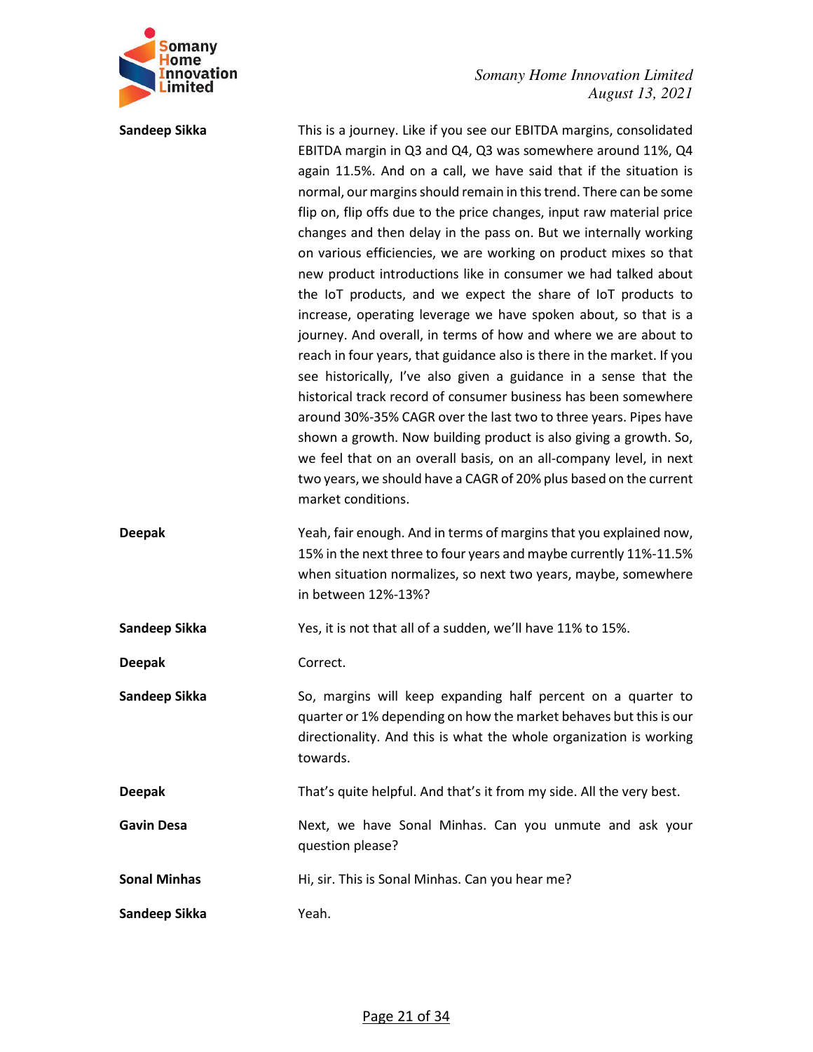**Sandeep Sikka**

This is a journey. Like if you see our EBITDA margins, consolidated EBITDA margin in Q3 and Q4, Q3 was somewhere around 11%, Q4 again 11.5%. And on a call, we have said that if the situation is normal, our margins should remain in this trend. There can be some flip on, flip offs due to the price changes, input raw material price changes and then delay in the pass on. But we internally working on various efficiencies, we are working on product mixes so that new product introductions like in consumer we had talked about the IoT products, and we expect the share of IoT products to increase, operating leverage we have spoken about, so that is a journey. And overall, in terms of how and where we are about to reach in four years, that guidance also is there in the market. If you see historically, I've also given a guidance in a sense that the historical track record of consumer business has been somewhere around 30%-35% CAGR over the last two to three years. Pipes have shown a growth. Now building product is also giving a growth. So, we feel that on an overall basis, on an all-company level, in next two years, we should have a CAGR of 20% plus based on the current market conditions.

**Deepak**

Yeah, fair enough. And in terms of margins that you explained now, 15% in the next three to four years and maybe currently 11%-11.5% when situation normalizes, so next two years, maybe, somewhere in between 12%-13%?

**Sandeep Sikka**

Yes, it is not that all of a sudden, we'll have 11% to 15%.

**Deepak**

Correct.

**Sandeep Sikka**

So, margins will keep expanding half percent on a quarter to quarter or 1% depending on how the market behaves but this is our directionality. And this is what the whole organization is working towards.

**Deepak**

That's quite helpful. And that's it from my side. All the very best.

**Gavin Desa**

Next, we have Sonal Minhas. Can you unmute and ask your question please?

**Sonal Minhas**

Hi, sir. This is Sonal Minhas. Can you hear me?

**Sandeep Sikka**

Yeah.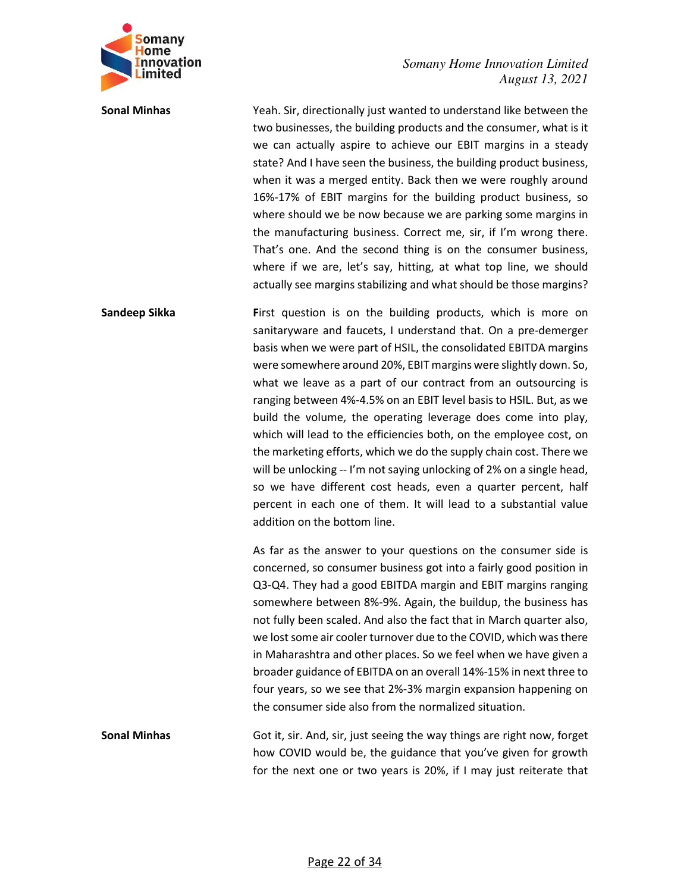**Sonal Minhas**

Yeah. Sir, directionally just wanted to understand like between the two businesses, the building products and the consumer, what is it we can actually aspire to achieve our EBIT margins in a steady state? And I have seen the business, the building product business, when it was a merged entity. Back then we were roughly around 16%-17% of EBIT margins for the building product business, so where should we be now because we are parking some margins in the manufacturing business. Correct me, sir, if I'm wrong there. That's one. And the second thing is on the consumer business, where if we are, let's say, hitting, at what top line, we should actually see margins stabilizing and what should be those margins?

**Sandeep Sikka**

First question is on the building products, which is more on sanitaryware and faucets, I understand that. On a pre-demerger basis when we were part of HSIL, the consolidated EBITDA margins were somewhere around 20%, EBIT margins were slightly down. So, what we leave as a part of our contract from an outsourcing is ranging between 4%-4.5% on an EBIT level basis to HSIL. But, as we build the volume, the operating leverage does come into play, which will lead to the efficiencies both, on the employee cost, on the marketing efforts, which we do the supply chain cost. There we will be unlocking -- I'm not saying unlocking of 2% on a single head, so we have different cost heads, even a quarter percent, half percent in each one of them. It will lead to a substantial value addition on the bottom line.

As far as the answer to your questions on the consumer side is concerned, so consumer business got into a fairly good position in Q3-Q4. They had a good EBITDA margin and EBIT margins ranging somewhere between 8%-9%. Again, the buildup, the business has not fully been scaled. And also the fact that in March quarter also, we lost some air cooler turnover due to the COVID, which was there in Maharashtra and other places. So we feel when we have given a broader guidance of EBITDA on an overall 14%-15% in next three to four years, so we see that 2%-3% margin expansion happening on the consumer side also from the normalized situation.

**Sonal Minhas**

Got it, sir. And, sir, just seeing the way things are right now, forget how COVID would be, the guidance that you've given for growth for the next one or two years is 20%, if I may just reiterate that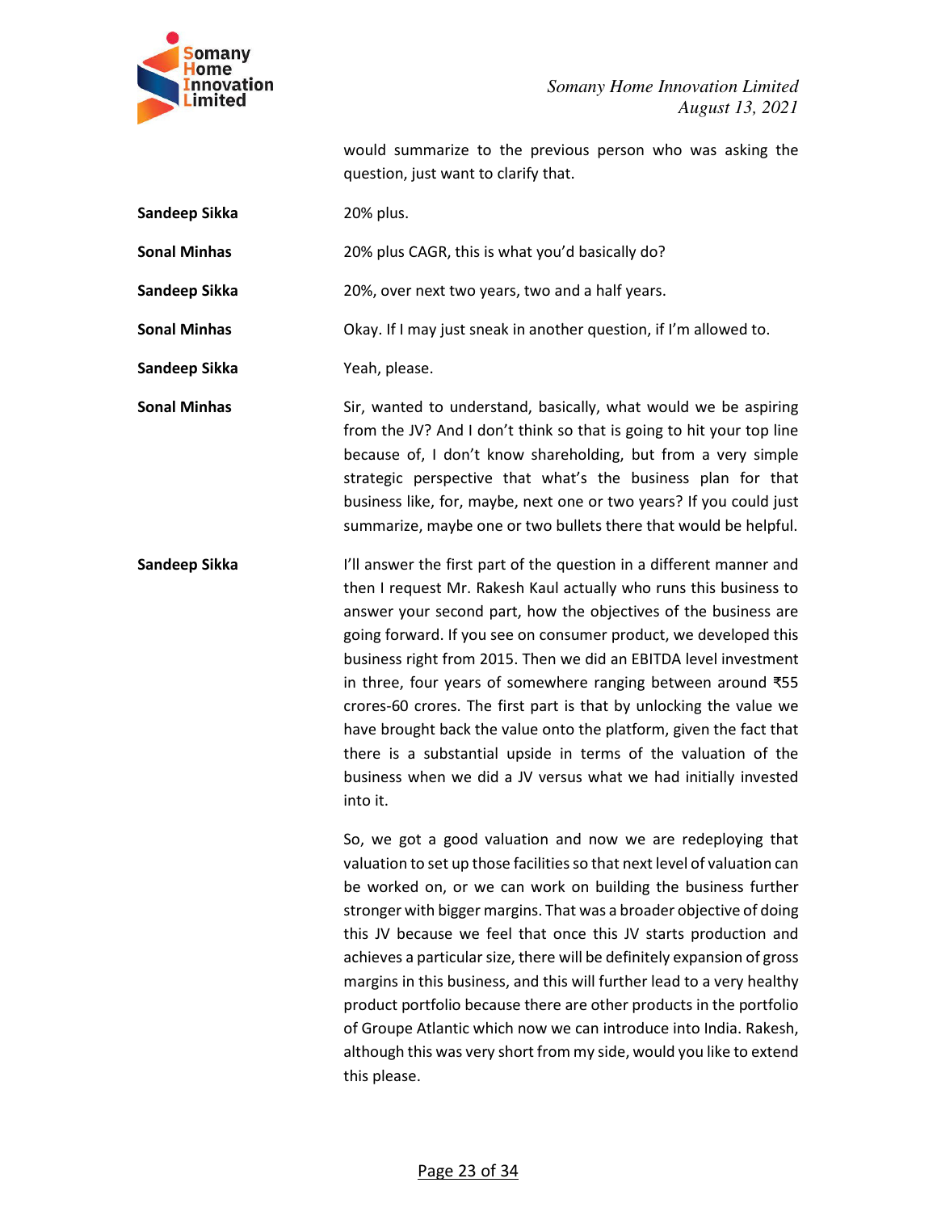would summarize to the previous person who was asking the question, just want to clarify that.

**Sandeep Sikka** 20% plus.

**Sonal Minhas** 20% plus CAGR, this is what you'd basically do?

**Sandeep Sikka** 20%, over next two years, two and a half years.

**Sonal Minhas** Okay. If I may just sneak in another question, if I'm allowed to.

**Sandeep Sikka** Yeah, please.

**Sonal Minhas** Sir, wanted to understand, basically, what would we be aspiring from the JV? And I don't think so that is going to hit your top line because of, I don't know shareholding, but from a very simple strategic perspective that what's the business plan for that business like, for, maybe, next one or two years? If you could just summarize, maybe one or two bullets there that would be helpful.

**Sandeep Sikka** I'll answer the first part of the question in a different manner and then I request Mr. Rakesh Kaul actually who runs this business to answer your second part, how the objectives of the business are going forward. If you see on consumer product, we developed this business right from 2015. Then we did an EBITDA level investment in three, four years of somewhere ranging between around ₹55 crores-60 crores. The first part is that by unlocking the value we have brought back the value onto the platform, given the fact that there is a substantial upside in terms of the valuation of the business when we did a JV versus what we had initially invested into it.

So, we got a good valuation and now we are redeploying that valuation to set up those facilities so that next level of valuation can be worked on, or we can work on building the business further stronger with bigger margins. That was a broader objective of doing this JV because we feel that once this JV starts production and achieves a particular size, there will be definitely expansion of gross margins in this business, and this will further lead to a very healthy product portfolio because there are other products in the portfolio of Groupe Atlantic which now we can introduce into India. Rakesh, although this was very short from my side, would you like to extend this please.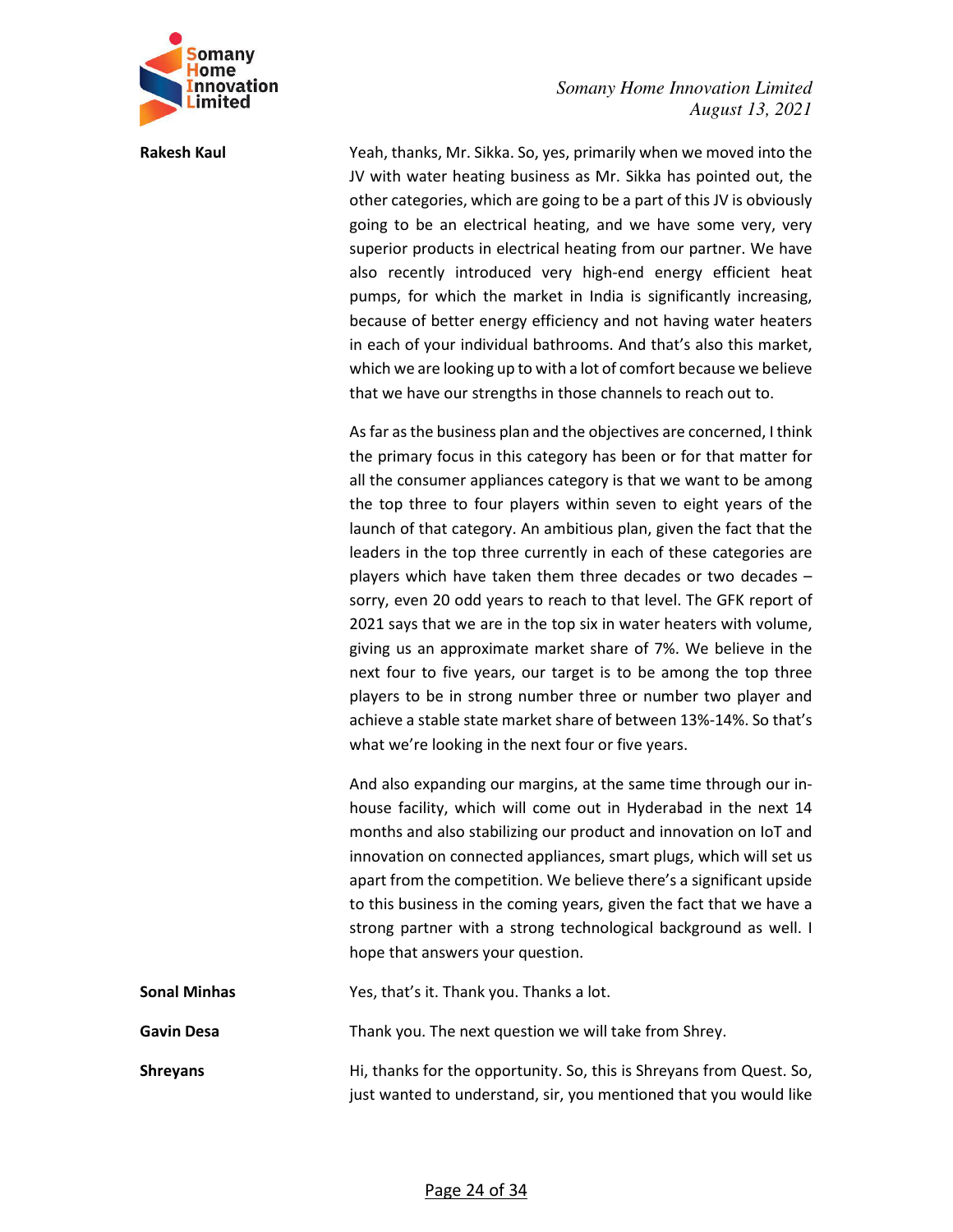**Rakesh Kaul** Yeah, thanks, Mr. Sikka. So, yes, primarily when we moved into the JV with water heating business as Mr. Sikka has pointed out, the other categories, which are going to be a part of this JV is obviously going to be an electrical heating, and we have some very, very superior products in electrical heating from our partner. We have also recently introduced very high-end energy efficient heat pumps, for which the market in India is significantly increasing, because of better energy efficiency and not having water heaters in each of your individual bathrooms. And that's also this market, which we are looking up to with a lot of comfort because we believe that we have our strengths in those channels to reach out to.

As far as the business plan and the objectives are concerned, I think the primary focus in this category has been or for that matter for all the consumer appliances category is that we want to be among the top three to four players within seven to eight years of the launch of that category. An ambitious plan, given the fact that the leaders in the top three currently in each of these categories are players which have taken them three decades or two decades – sorry, even 20 odd years to reach to that level. The GFK report of 2021 says that we are in the top six in water heaters with volume, giving us an approximate market share of 7%. We believe in the next four to five years, our target is to be among the top three players to be in strong number three or number two player and achieve a stable state market share of between 13%-14%. So that's what we're looking in the next four or five years.

And also expanding our margins, at the same time through our in-house facility, which will come out in Hyderabad in the next 14 months and also stabilizing our product and innovation on IoT and innovation on connected appliances, smart plugs, which will set us apart from the competition. We believe there's a significant upside to this business in the coming years, given the fact that we have a strong partner with a strong technological background as well. I hope that answers your question.

**Sonal Minhas** Yes, that's it. Thank you. Thanks a lot.

**Gavin Desa** Thank you. The next question we will take from Shrey.

**Shreyans** Hi, thanks for the opportunity. So, this is Shreyans from Quest. So, just wanted to understand, sir, you mentioned that you would like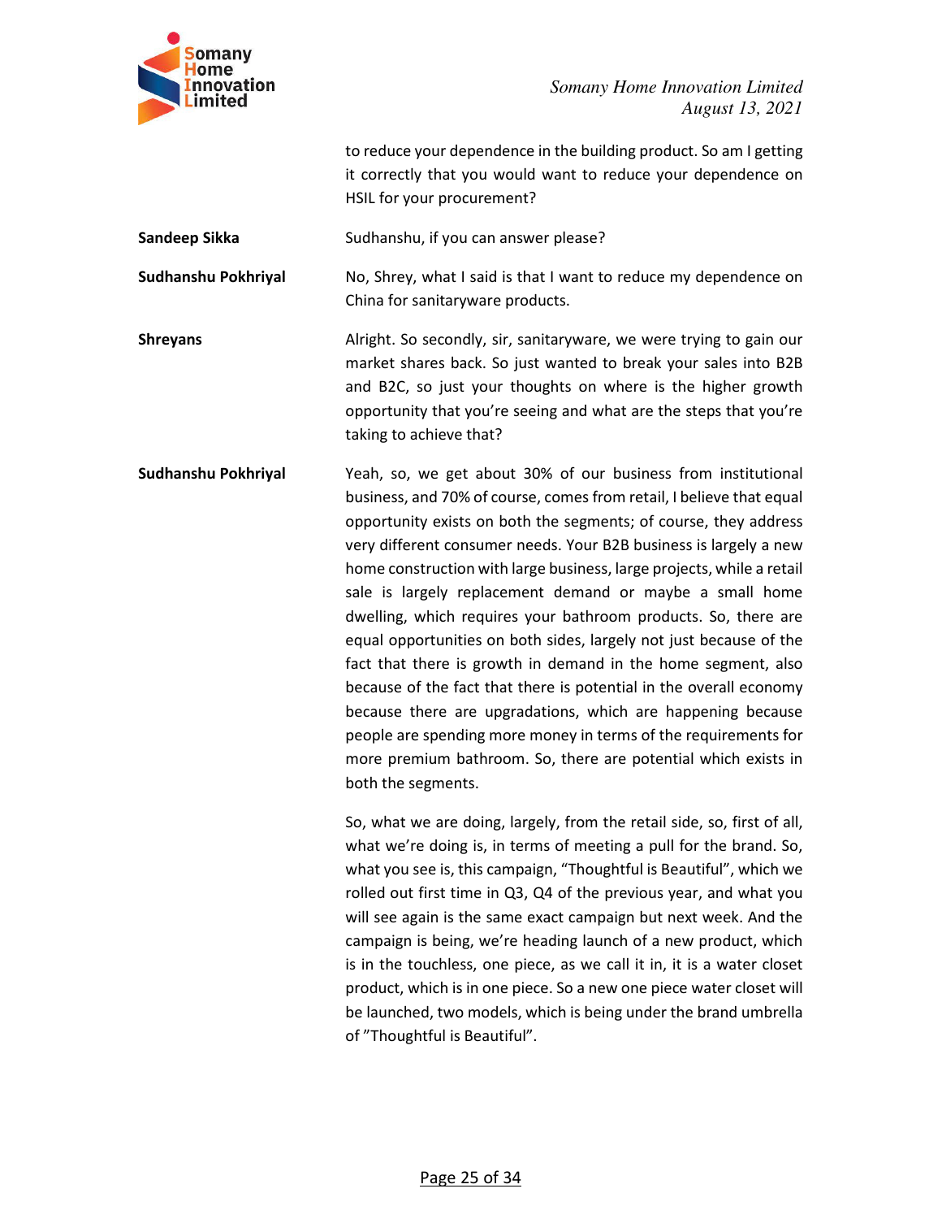to reduce your dependence in the building product. So am I getting it correctly that you would want to reduce your dependence on HSIL for your procurement?

**Sandeep Sikka** Sudhanshu, if you can answer please?

**Sudhanshu Pokhriyal** No, Shrey, what I said is that I want to reduce my dependence on China for sanitaryware products.

**Shreyans** Alright. So secondly, sir, sanitaryware, we were trying to gain our market shares back. So just wanted to break your sales into B2B and B2C, so just your thoughts on where is the higher growth opportunity that you're seeing and what are the steps that you're taking to achieve that?

**Sudhanshu Pokhriyal** Yeah, so, we get about 30% of our business from institutional business, and 70% of course, comes from retail, I believe that equal opportunity exists on both the segments; of course, they address very different consumer needs. Your B2B business is largely a new home construction with large business, large projects, while a retail sale is largely replacement demand or maybe a small home dwelling, which requires your bathroom products. So, there are equal opportunities on both sides, largely not just because of the fact that there is growth in demand in the home segment, also because of the fact that there is potential in the overall economy because there are upgradations, which are happening because people are spending more money in terms of the requirements for more premium bathroom. So, there are potential which exists in both the segments.

So, what we are doing, largely, from the retail side, so, first of all, what we're doing is, in terms of meeting a pull for the brand. So, what you see is, this campaign, "Thoughtful is Beautiful", which we rolled out first time in Q3, Q4 of the previous year, and what you will see again is the same exact campaign but next week. And the campaign is being, we're heading launch of a new product, which is in the touchless, one piece, as we call it in, it is a water closet product, which is in one piece. So a new one piece water closet will be launched, two models, which is being under the brand umbrella of "Thoughtful is Beautiful".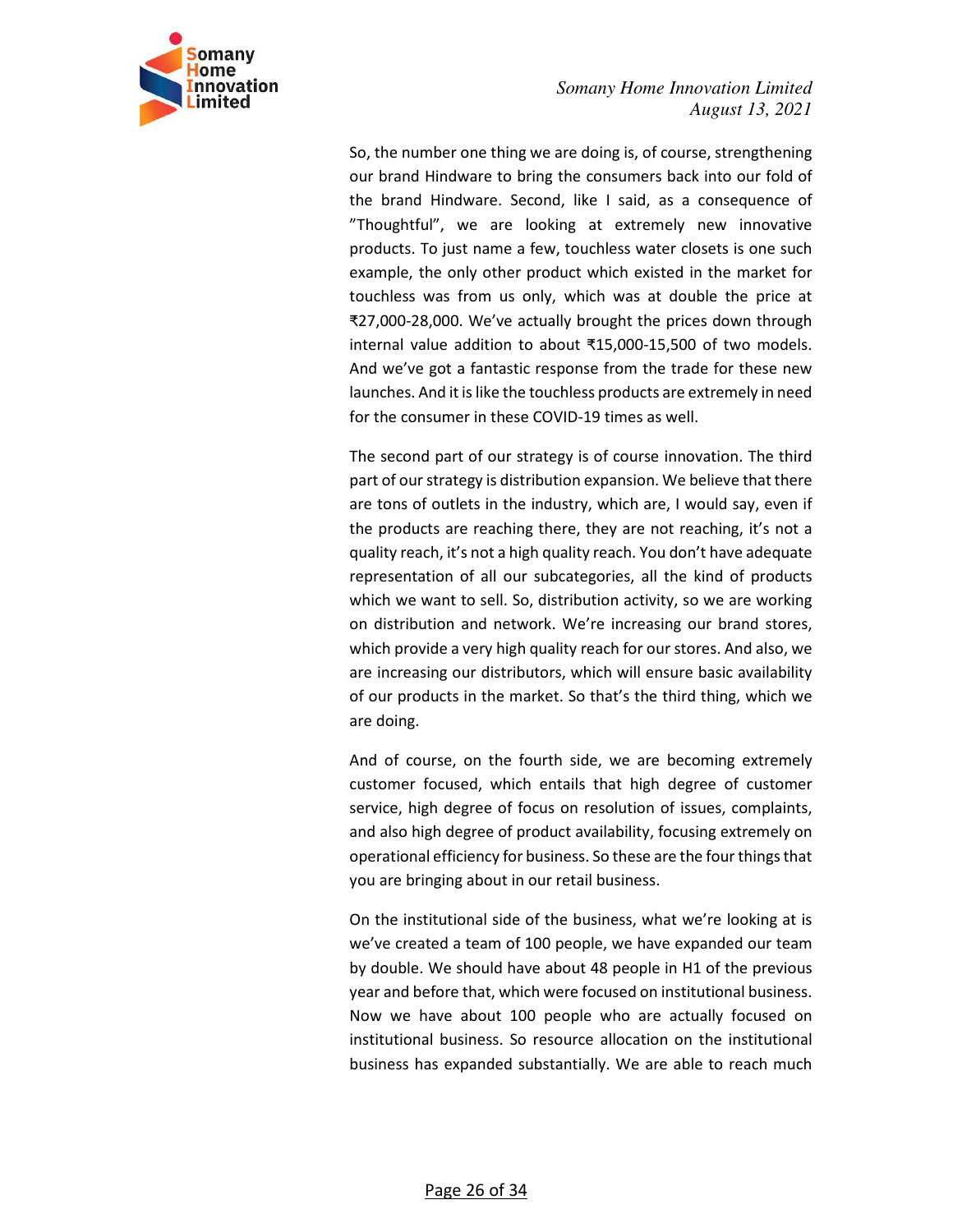So, the number one thing we are doing is, of course, strengthening our brand Hindware to bring the consumers back into our fold of the brand Hindware. Second, like I said, as a consequence of "Thoughtful", we are looking at extremely new innovative products. To just name a few, touchless water closets is one such example, the only other product which existed in the market for touchless was from us only, which was at double the price at ₹27,000-28,000. We've actually brought the prices down through internal value addition to about ₹15,000-15,500 of two models. And we've got a fantastic response from the trade for these new launches. And it is like the touchless products are extremely in need for the consumer in these COVID-19 times as well.

The second part of our strategy is of course innovation. The third part of our strategy is distribution expansion. We believe that there are tons of outlets in the industry, which are, I would say, even if the products are reaching there, they are not reaching, it's not a quality reach, it's not a high quality reach. You don't have adequate representation of all our subcategories, all the kind of products which we want to sell. So, distribution activity, so we are working on distribution and network. We're increasing our brand stores, which provide a very high quality reach for our stores. And also, we are increasing our distributors, which will ensure basic availability of our products in the market. So that's the third thing, which we are doing.

And of course, on the fourth side, we are becoming extremely customer focused, which entails that high degree of customer service, high degree of focus on resolution of issues, complaints, and also high degree of product availability, focusing extremely on operational efficiency for business. So these are the four things that you are bringing about in our retail business.

On the institutional side of the business, what we're looking at is we've created a team of 100 people, we have expanded our team by double. We should have about 48 people in H1 of the previous year and before that, which were focused on institutional business. Now we have about 100 people who are actually focused on institutional business. So resource allocation on the institutional business has expanded substantially. We are able to reach much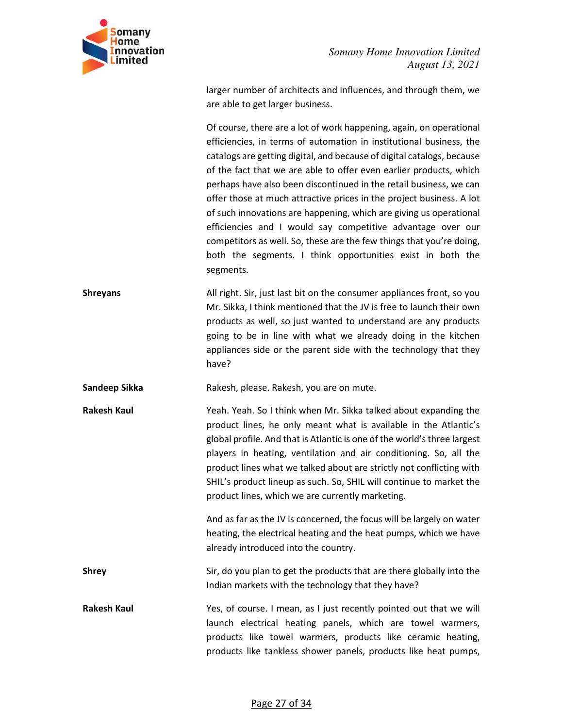larger number of architects and influences, and through them, we are able to get larger business.

Of course, there are a lot of work happening, again, on operational efficiencies, in terms of automation in institutional business, the catalogs are getting digital, and because of digital catalogs, because of the fact that we are able to offer even earlier products, which perhaps have also been discontinued in the retail business, we can offer those at much attractive prices in the project business. A lot of such innovations are happening, which are giving us operational efficiencies and I would say competitive advantage over our competitors as well. So, these are the few things that you're doing, both the segments. I think opportunities exist in both the segments.

**Shreyans** All right. Sir, just last bit on the consumer appliances front, so you Mr. Sikka, I think mentioned that the JV is free to launch their own products as well, so just wanted to understand are any products going to be in line with what we already doing in the kitchen appliances side or the parent side with the technology that they have?

**Sandeep Sikka** Rakesh, please. Rakesh, you are on mute.

**Rakesh Kaul** Yeah. Yeah. So I think when Mr. Sikka talked about expanding the product lines, he only meant what is available in the Atlantic's global profile. And that is Atlantic is one of the world's three largest players in heating, ventilation and air conditioning. So, all the product lines what we talked about are strictly not conflicting with SHIL's product lineup as such. So, SHIL will continue to market the product lines, which we are currently marketing.

And as far as the JV is concerned, the focus will be largely on water heating, the electrical heating and the heat pumps, which we have already introduced into the country.

**Shrey** Sir, do you plan to get the products that are there globally into the Indian markets with the technology that they have?

**Rakesh Kaul** Yes, of course. I mean, as I just recently pointed out that we will launch electrical heating panels, which are towel warmers, products like towel warmers, products like ceramic heating, products like tankless shower panels, products like heat pumps,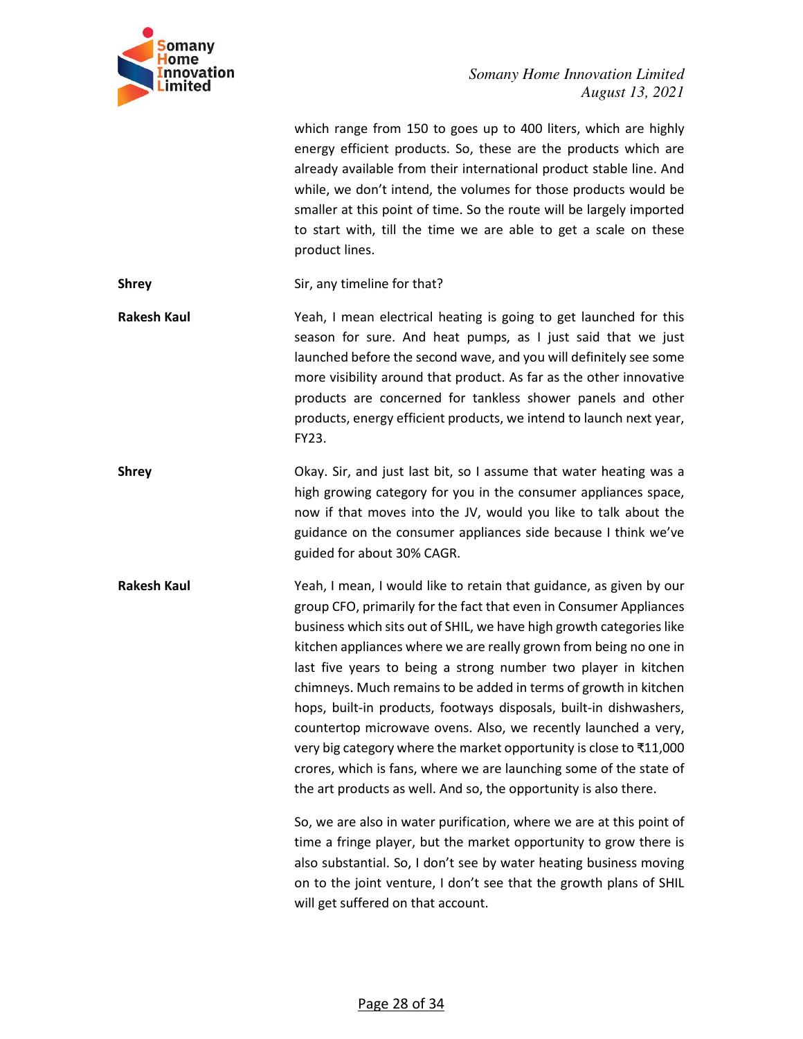which range from 150 to goes up to 400 liters, which are highly energy efficient products. So, these are the products which are already available from their international product stable line. And while, we don't intend, the volumes for those products would be smaller at this point of time. So the route will be largely imported to start with, till the time we are able to get a scale on these product lines.

**Shrey**: Sir, any timeline for that?

**Rakesh Kaul**: Yeah, I mean electrical heating is going to get launched for this season for sure. And heat pumps, as I just said that we just launched before the second wave, and you will definitely see some more visibility around that product. As far as the other innovative products are concerned for tankless shower panels and other products, energy efficient products, we intend to launch next year, FY23.

**Shrey**: Okay. Sir, and just last bit, so I assume that water heating was a high growing category for you in the consumer appliances space, now if that moves into the JV, would you like to talk about the guidance on the consumer appliances side because I think we've guided for about 30% CAGR.

**Rakesh Kaul**: Yeah, I mean, I would like to retain that guidance, as given by our group CFO, primarily for the fact that even in Consumer Appliances business which sits out of SHIL, we have high growth categories like kitchen appliances where we are really grown from being no one in last five years to being a strong number two player in kitchen chimneys. Much remains to be added in terms of growth in kitchen hops, built-in products, footways disposals, built-in dishwashers, countertop microwave ovens. Also, we recently launched a very, very big category where the market opportunity is close to ₹11,000 crores, which is fans, where we are launching some of the state of the art products as well. And so, the opportunity is also there.

So, we are also in water purification, where we are at this point of time a fringe player, but the market opportunity to grow there is also substantial. So, I don't see by water heating business moving on to the joint venture, I don't see that the growth plans of SHIL will get suffered on that account.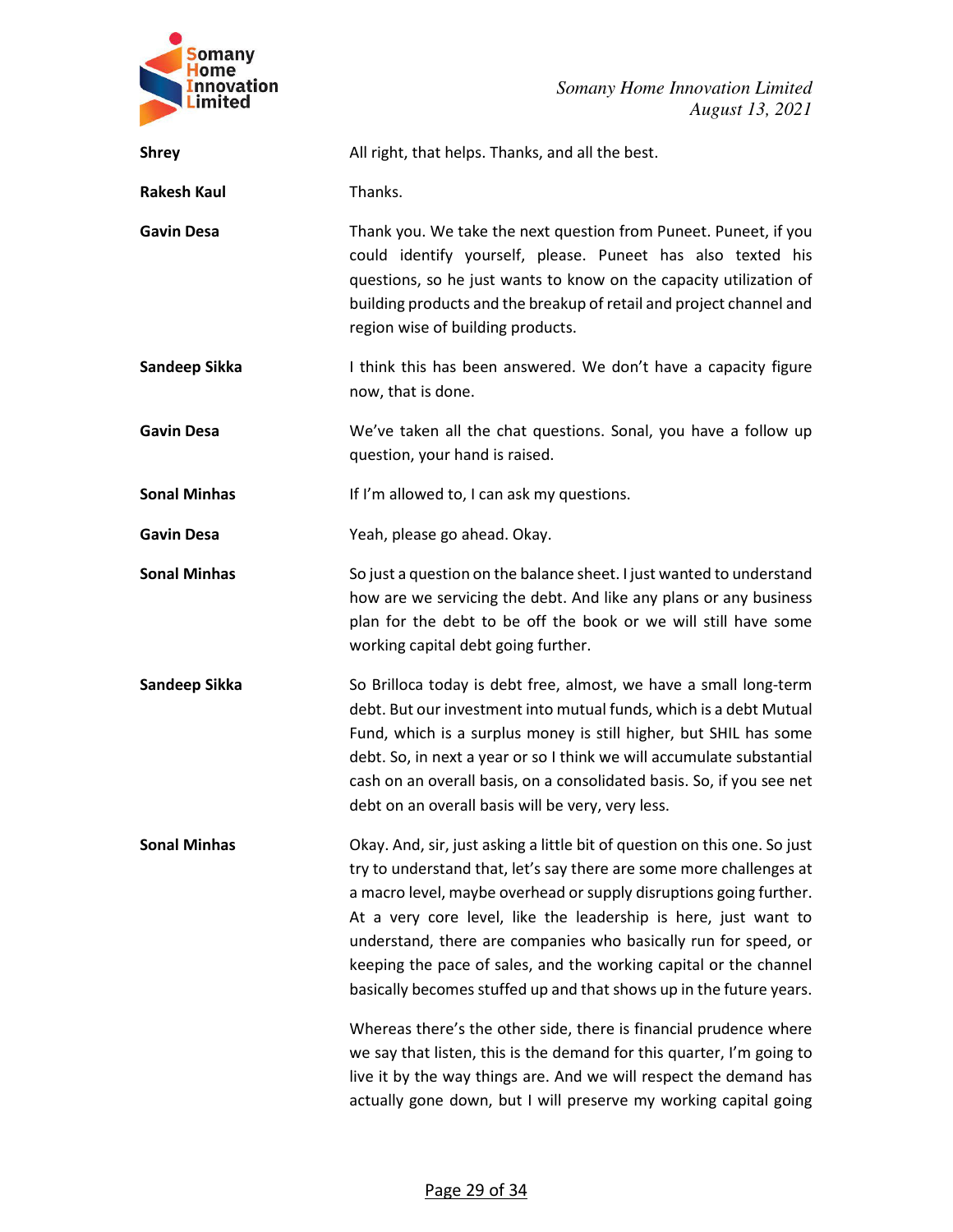**Shrey** All right, that helps. Thanks, and all the best.

**Rakesh Kaul** Thanks.

**Gavin Desa** Thank you. We take the next question from Puneet. Puneet, if you could identify yourself, please. Puneet has also texted his questions, so he just wants to know on the capacity utilization of building products and the breakup of retail and project channel and region wise of building products.

**Sandeep Sikka** I think this has been answered. We don't have a capacity figure now, that is done.

**Gavin Desa** We've taken all the chat questions. Sonal, you have a follow up question, your hand is raised.

**Sonal Minhas** If I'm allowed to, I can ask my questions.

**Gavin Desa** Yeah, please go ahead. Okay.

**Sonal Minhas** So just a question on the balance sheet. I just wanted to understand how are we servicing the debt. And like any plans or any business plan for the debt to be off the book or we will still have some working capital debt going further.

**Sandeep Sikka** So Brilloca today is debt free, almost, we have a small long-term debt. But our investment into mutual funds, which is a debt Mutual Fund, which is a surplus money is still higher, but SHIL has some debt. So, in next a year or so I think we will accumulate substantial cash on an overall basis, on a consolidated basis. So, if you see net debt on an overall basis will be very, very less.

**Sonal Minhas** Okay. And, sir, just asking a little bit of question on this one. So just try to understand that, let's say there are some more challenges at a macro level, maybe overhead or supply disruptions going further. At a very core level, like the leadership is here, just want to understand, there are companies who basically run for speed, or keeping the pace of sales, and the working capital or the channel basically becomes stuffed up and that shows up in the future years.

Whereas there's the other side, there is financial prudence where we say that listen, this is the demand for this quarter, I'm going to live it by the way things are. And we will respect the demand has actually gone down, but I will preserve my working capital going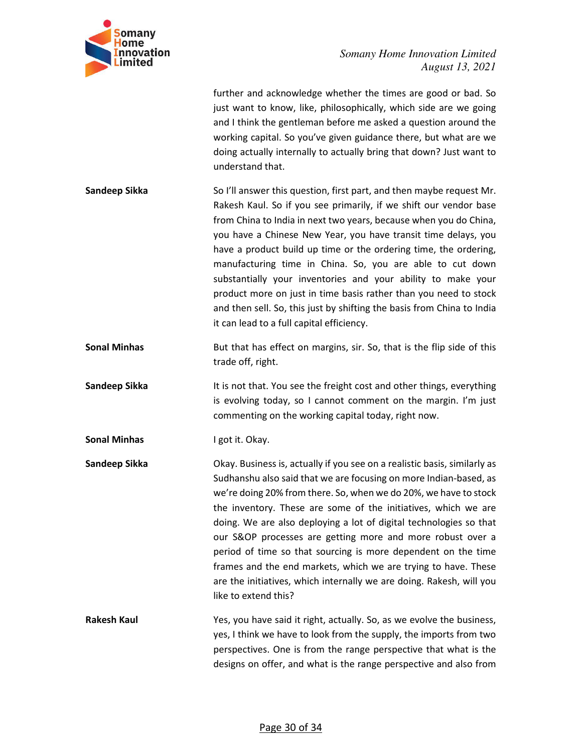further and acknowledge whether the times are good or bad. So just want to know, like, philosophically, which side are we going and I think the gentleman before me asked a question around the working capital. So you've given guidance there, but what are we doing actually internally to actually bring that down? Just want to understand that.

**Sandeep Sikka**

So I'll answer this question, first part, and then maybe request Mr. Rakesh Kaul. So if you see primarily, if we shift our vendor base from China to India in next two years, because when you do China, you have a Chinese New Year, you have transit time delays, you have a product build up time or the ordering time, the ordering, manufacturing time in China. So, you are able to cut down substantially your inventories and your ability to make your product more on just in time basis rather than you need to stock and then sell. So, this just by shifting the basis from China to India it can lead to a full capital efficiency.

**Sonal Minhas**

But that has effect on margins, sir. So, that is the flip side of this trade off, right.

**Sandeep Sikka**

It is not that. You see the freight cost and other things, everything is evolving today, so I cannot comment on the margin. I'm just commenting on the working capital today, right now.

**Sonal Minhas**

I got it. Okay.

**Sandeep Sikka**

Okay. Business is, actually if you see on a realistic basis, similarly as Sudhanshu also said that we are focusing on more Indian-based, as we're doing 20% from there. So, when we do 20%, we have to stock the inventory. These are some of the initiatives, which we are doing. We are also deploying a lot of digital technologies so that our S&OP processes are getting more and more robust over a period of time so that sourcing is more dependent on the time frames and the end markets, which we are trying to have. These are the initiatives, which internally we are doing. Rakesh, will you like to extend this?

**Rakesh Kaul**

Yes, you have said it right, actually. So, as we evolve the business, yes, I think we have to look from the supply, the imports from two perspectives. One is from the range perspective that what is the designs on offer, and what is the range perspective and also from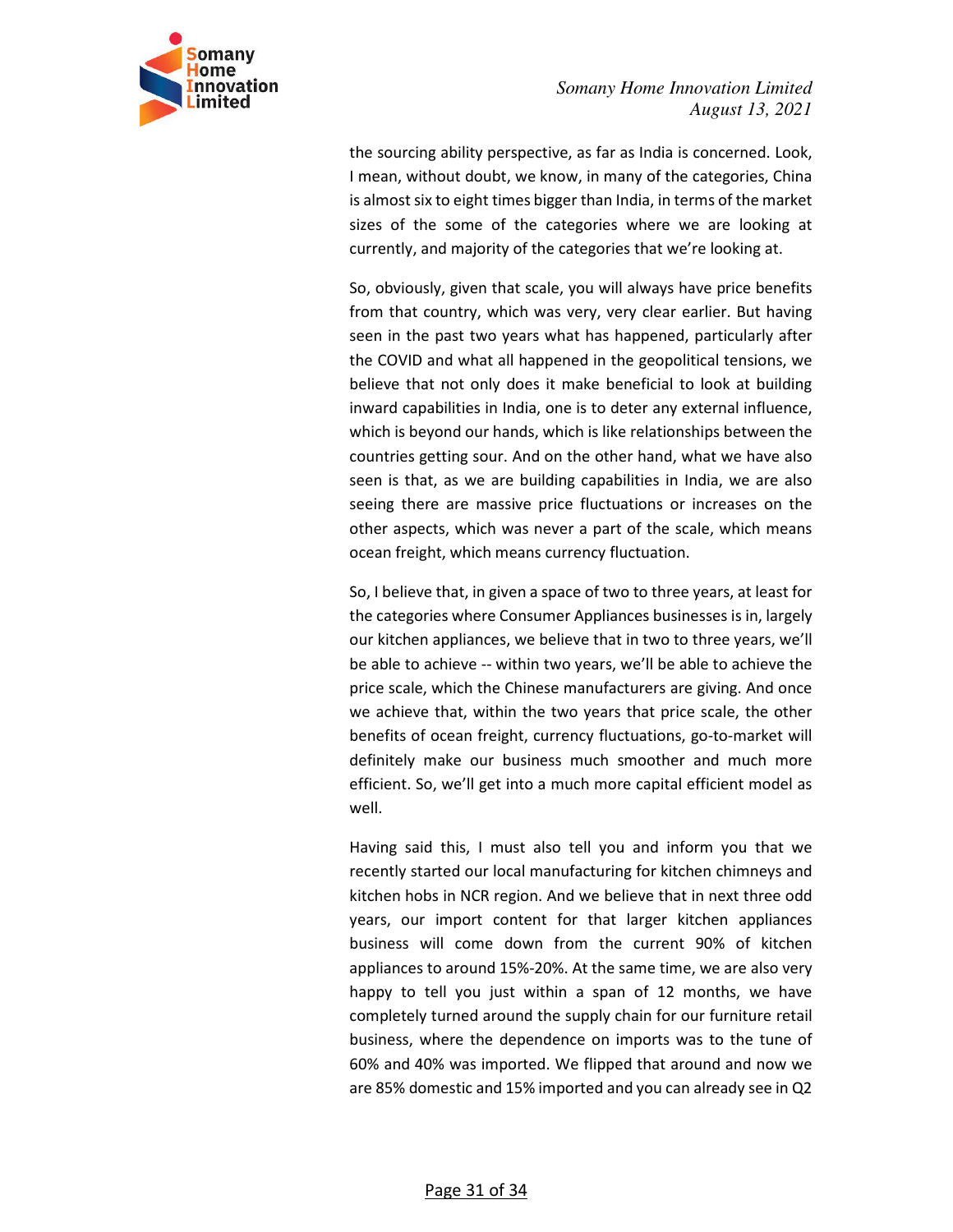the sourcing ability perspective, as far as India is concerned. Look, I mean, without doubt, we know, in many of the categories, China is almost six to eight times bigger than India, in terms of the market sizes of the some of the categories where we are looking at currently, and majority of the categories that we're looking at.

So, obviously, given that scale, you will always have price benefits from that country, which was very, very clear earlier. But having seen in the past two years what has happened, particularly after the COVID and what all happened in the geopolitical tensions, we believe that not only does it make beneficial to look at building inward capabilities in India, one is to deter any external influence, which is beyond our hands, which is like relationships between the countries getting sour. And on the other hand, what we have also seen is that, as we are building capabilities in India, we are also seeing there are massive price fluctuations or increases on the other aspects, which was never a part of the scale, which means ocean freight, which means currency fluctuation.

So, I believe that, in given a space of two to three years, at least for the categories where Consumer Appliances businesses is in, largely our kitchen appliances, we believe that in two to three years, we'll be able to achieve -- within two years, we'll be able to achieve the price scale, which the Chinese manufacturers are giving. And once we achieve that, within the two years that price scale, the other benefits of ocean freight, currency fluctuations, go-to-market will definitely make our business much smoother and much more efficient. So, we'll get into a much more capital efficient model as well.

Having said this, I must also tell you and inform you that we recently started our local manufacturing for kitchen chimneys and kitchen hobs in NCR region. And we believe that in next three odd years, our import content for that larger kitchen appliances business will come down from the current 90% of kitchen appliances to around 15%-20%. At the same time, we are also very happy to tell you just within a span of 12 months, we have completely turned around the supply chain for our furniture retail business, where the dependence on imports was to the tune of 60% and 40% was imported. We flipped that around and now we are 85% domestic and 15% imported and you can already see in Q2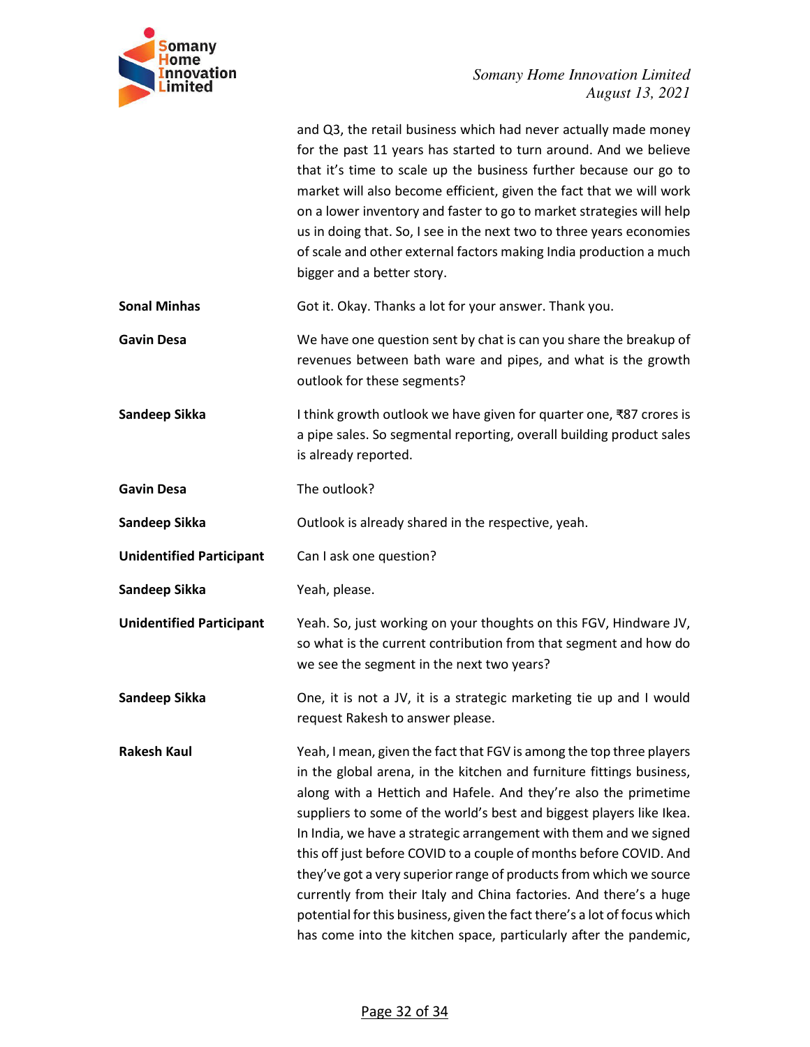and Q3, the retail business which had never actually made money for the past 11 years has started to turn around. And we believe that it's time to scale up the business further because our go to market will also become efficient, given the fact that we will work on a lower inventory and faster to go to market strategies will help us in doing that. So, I see in the next two to three years economies of scale and other external factors making India production a much bigger and a better story.

**Sonal Minhas** Got it. Okay. Thanks a lot for your answer. Thank you.

**Gavin Desa** We have one question sent by chat is can you share the breakup of revenues between bath ware and pipes, and what is the growth outlook for these segments?

**Sandeep Sikka** I think growth outlook we have given for quarter one, ₹87 crores is a pipe sales. So segmental reporting, overall building product sales is already reported.

**Gavin Desa** The outlook?

**Sandeep Sikka** Outlook is already shared in the respective, yeah.

**Unidentified Participant** Can I ask one question?

**Sandeep Sikka** Yeah, please.

**Unidentified Participant** Yeah. So, just working on your thoughts on this FGV, Hindware JV, so what is the current contribution from that segment and how do we see the segment in the next two years?

**Sandeep Sikka** One, it is not a JV, it is a strategic marketing tie up and I would request Rakesh to answer please.

**Rakesh Kaul** Yeah, I mean, given the fact that FGV is among the top three players in the global arena, in the kitchen and furniture fittings business, along with a Hettich and Hafele. And they're also the primetime suppliers to some of the world's best and biggest players like Ikea. In India, we have a strategic arrangement with them and we signed this off just before COVID to a couple of months before COVID. And they've got a very superior range of products from which we source currently from their Italy and China factories. And there's a huge potential for this business, given the fact there's a lot of focus which has come into the kitchen space, particularly after the pandemic,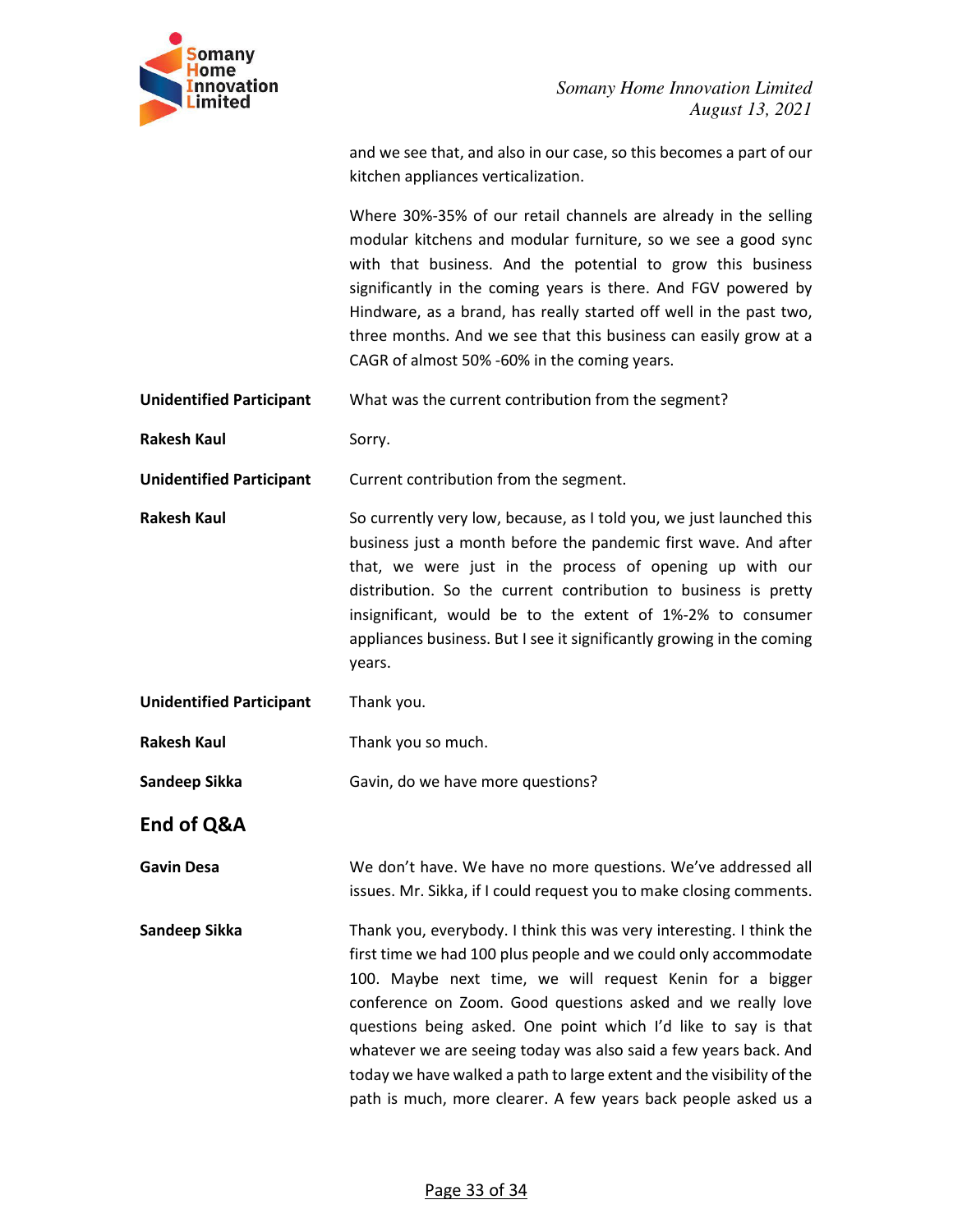and we see that, and also in our case, so this becomes a part of our kitchen appliances verticalization.

Where 30%-35% of our retail channels are already in the selling modular kitchens and modular furniture, so we see a good sync with that business. And the potential to grow this business significantly in the coming years is there. And FGV powered by Hindware, as a brand, has really started off well in the past two, three months. And we see that this business can easily grow at a CAGR of almost 50% -60% in the coming years.

**Unidentified Participant** What was the current contribution from the segment?

**Rakesh Kaul** Sorry.

**Unidentified Participant** Current contribution from the segment.

**Rakesh Kaul** So currently very low, because, as I told you, we just launched this business just a month before the pandemic first wave. And after that, we were just in the process of opening up with our distribution. So the current contribution to business is pretty insignificant, would be to the extent of 1%-2% to consumer appliances business. But I see it significantly growing in the coming years.

**Unidentified Participant** Thank you.

**Rakesh Kaul** Thank you so much.

**Sandeep Sikka** Gavin, do we have more questions?

## End of Q&A

**Gavin Desa** We don't have. We have no more questions. We've addressed all issues. Mr. Sikka, if I could request you to make closing comments.

**Sandeep Sikka** Thank you, everybody. I think this was very interesting. I think the first time we had 100 plus people and we could only accommodate 100. Maybe next time, we will request Kenin for a bigger conference on Zoom. Good questions asked and we really love questions being asked. One point which I'd like to say is that whatever we are seeing today was also said a few years back. And today we have walked a path to large extent and the visibility of the path is much, more clearer. A few years back people asked us a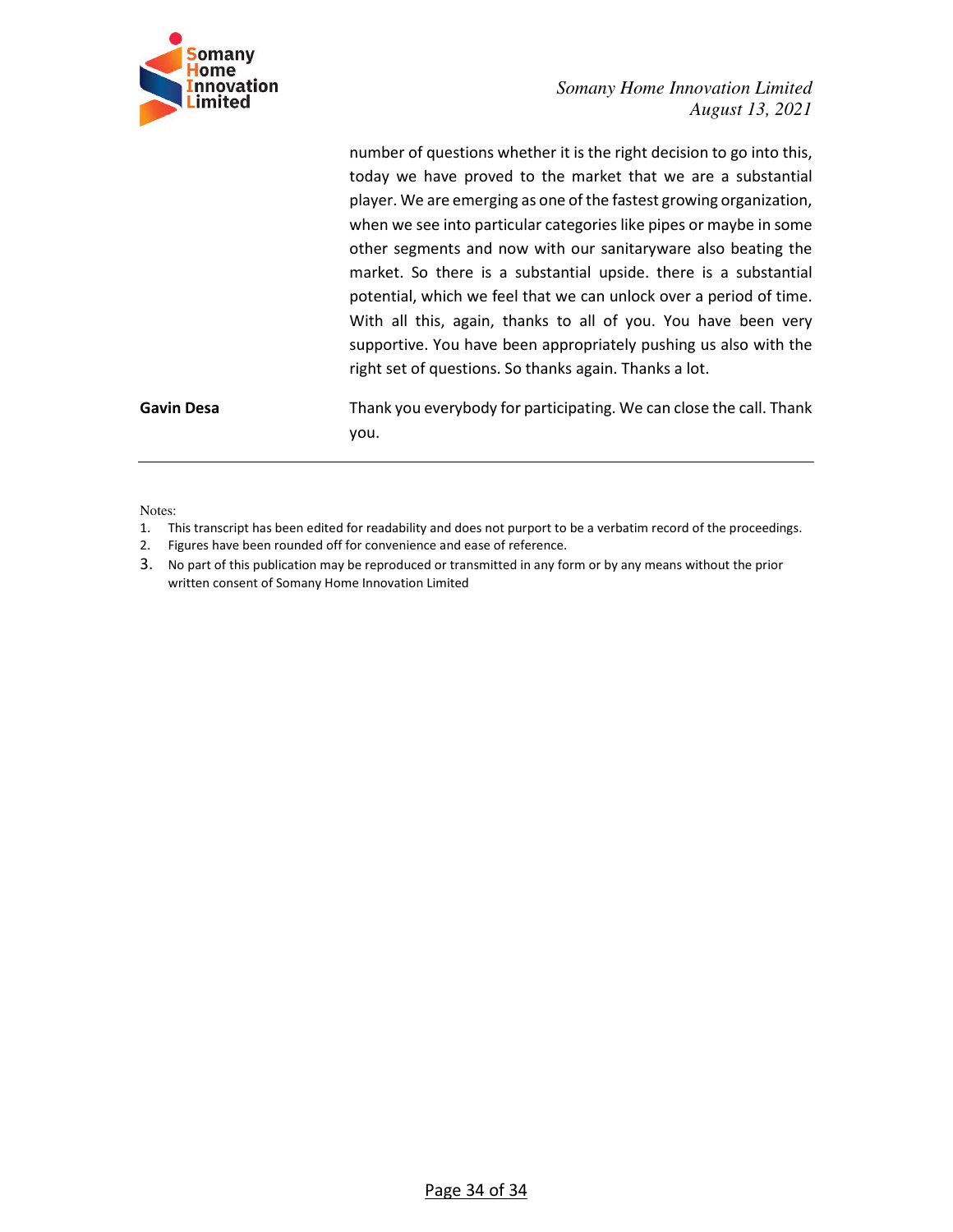number of questions whether it is the right decision to go into this, today we have proved to the market that we are a substantial player. We are emerging as one of the fastest growing organization, when we see into particular categories like pipes or maybe in some other segments and now with our sanitaryware also beating the market. So there is a substantial upside. there is a substantial potential, which we feel that we can unlock over a period of time. With all this, again, thanks to all of you. You have been very supportive. You have been appropriately pushing us also with the right set of questions. So thanks again. Thanks a lot.

**Gavin Desa** Thank you everybody for participating. We can close the call. Thank you.

---

Notes:

1. This transcript has been edited for readability and does not purport to be a verbatim record of the proceedings.
2. Figures have been rounded off for convenience and ease of reference.
3. No part of this publication may be reproduced or transmitted in any form or by any means without the prior written consent of Somany Home Innovation Limited